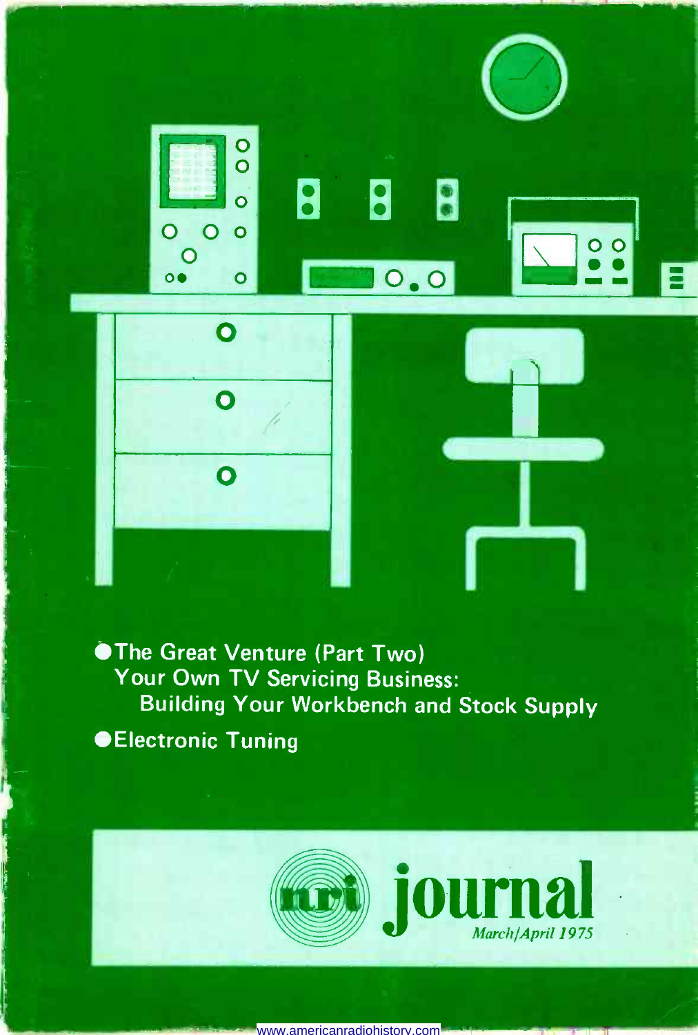- The Great Venture (Part Two)
  Your Own TV Servicing Business:
  Building Your Workbench and Stock Supply
- Electronic Tuning

# nri journal

*March/April 1975*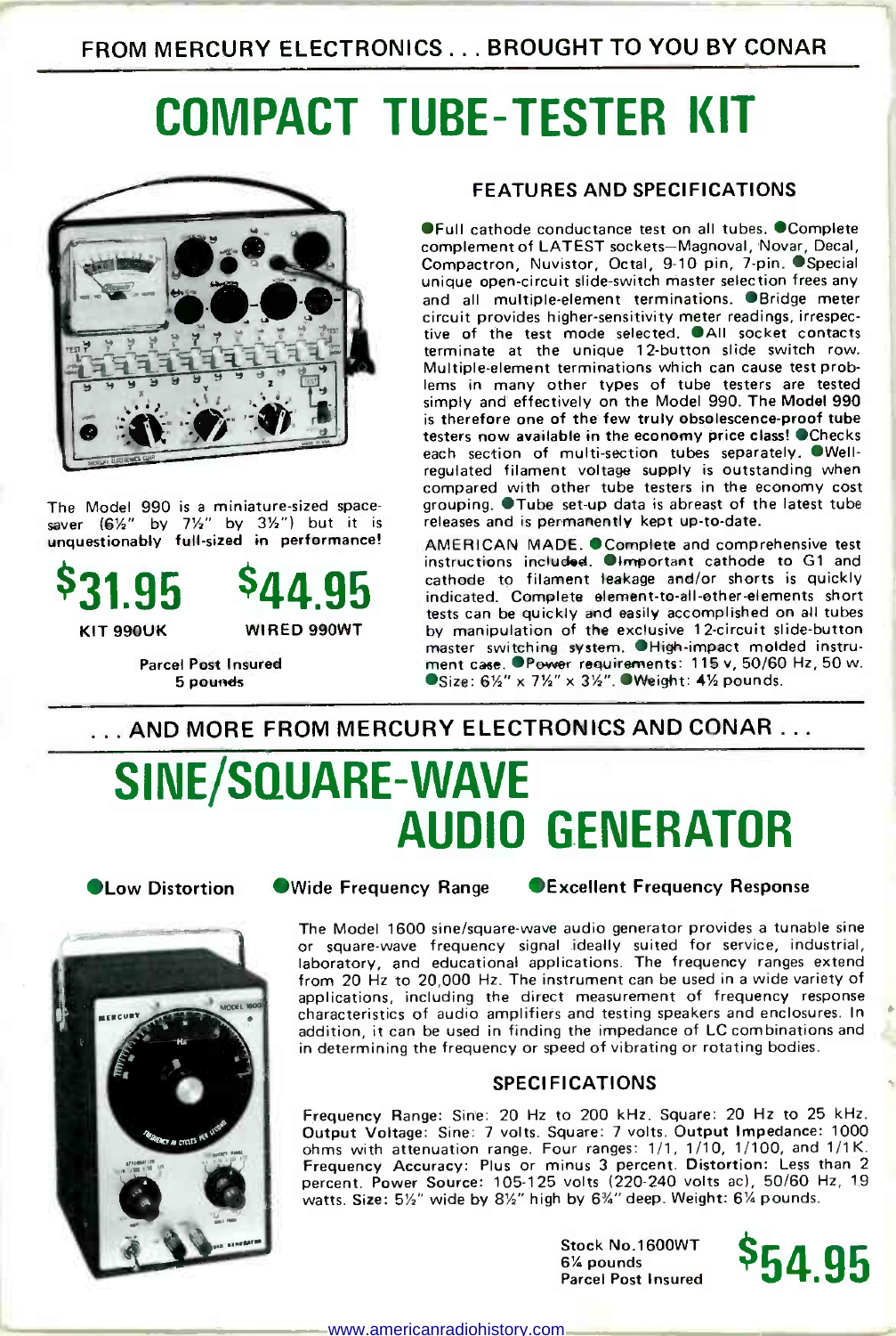FROM MERCURY ELECTRONICS . . . BROUGHT TO YOU BY CONAR

# COMPACT TUBE-TESTER KIT

The Model 990 is a miniature-sized space-saver (6½" by 7½" by 3½") but it is **unquestionably full-sized in performance!**

**$31.95** — KIT 990UK

**$44.95** — WIRED 990WT

Parcel Post Insured
5 pounds

## FEATURES AND SPECIFICATIONS

● Full cathode conductance test on all tubes. ● Complete complement of LATEST sockets—Magnoval, Novar, Decal, Compactron, Nuvistor, Octal, 9-10 pin, 7-pin. ● Special unique open-circuit slide-switch master selection frees any and all multiple-element terminations. ● Bridge meter circuit provides higher-sensitivity meter readings, irrespective of the test mode selected. ● All socket contacts terminate at the unique 12-button slide switch row. Multiple-element terminations which can cause test problems in many other types of tube testers are tested simply and effectively on the Model 990. **The Model 990 is therefore one of the few truly obsolescence-proof tube testers now available in the economy price class!** ● Checks each section of multi-section tubes separately. ● Well-regulated filament voltage supply is outstanding when compared with other tube testers in the economy cost grouping. ● Tube set-up data is abreast of the latest tube releases and is permanently kept up-to-date.

AMERICAN MADE. ● Complete and comprehensive test instructions included. ● Important cathode to G1 and cathode to filament leakage and/or shorts is quickly indicated. Complete element-to-all-other-elements short tests can be quickly and easily accomplished on all tubes by manipulation of the exclusive 12-circuit slide-button master switching system. ● High-impact molded instrument case. ● Power requirements: 115 v, 50/60 Hz, 50 w. ● Size: 6½" x 7½" x 3½". ● Weight: 4½ pounds.

. . . AND MORE FROM MERCURY ELECTRONICS AND CONAR . . .

# SINE/SQUARE-WAVE AUDIO GENERATOR

● **Low Distortion** ● **Wide Frequency Range** ● **Excellent Frequency Response**

The Model 1600 sine/square-wave audio generator provides a tunable sine or square-wave frequency signal ideally suited for service, industrial, laboratory, and educational applications. The frequency ranges extend from 20 Hz to 20,000 Hz. The instrument can be used in a wide variety of applications, including the direct measurement of frequency response characteristics of audio amplifiers and testing speakers and enclosures. In addition, it can be used in finding the impedance of LC combinations and in determining the frequency or speed of vibrating or rotating bodies.

## SPECIFICATIONS

**Frequency Range:** Sine: 20 Hz to 200 kHz. Square: 20 Hz to 25 kHz. **Output Voltage:** Sine: 7 volts. Square: 7 volts. **Output Impedance:** 1000 ohms with attenuation range. Four ranges: 1/1, 1/10, 1/100, and 1/1K. **Frequency Accuracy:** Plus or minus 3 percent. **Distortion:** Less than 2 percent. **Power Source:** 105-125 volts (220-240 volts ac), 50/60 Hz, 19 watts. **Size:** 5½" wide by 8½" high by 6¾" deep. **Weight:** 6¼ pounds.

Stock No.1600WT
6¼ pounds
Parcel Post Insured

**$54.95**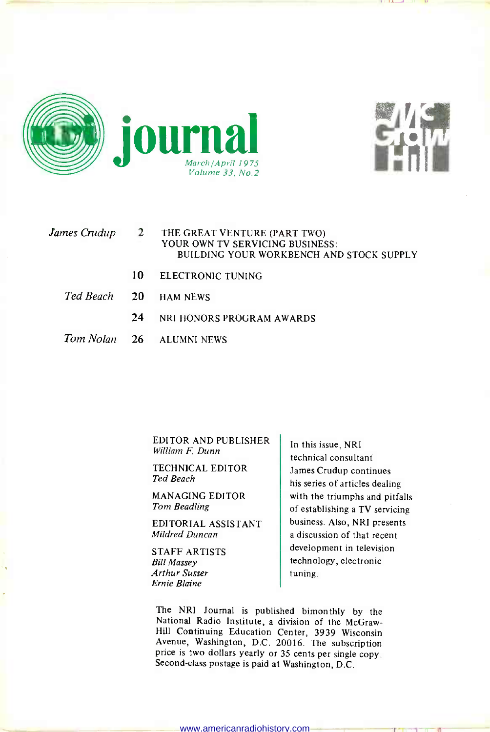# nri journal

*March/April 1975*
*Volume 33, No. 2*

| | | |
|---|---|---|
| *James Crudup* | 2 | THE GREAT VENTURE (PART TWO) YOUR OWN TV SERVICING BUSINESS: BUILDING YOUR WORKBENCH AND STOCK SUPPLY |
| | 10 | ELECTRONIC TUNING |
| *Ted Beach* | 20 | HAM NEWS |
| | 24 | NRI HONORS PROGRAM AWARDS |
| *Tom Nolan* | 26 | ALUMNI NEWS |

EDITOR AND PUBLISHER
*William F. Dunn*

TECHNICAL EDITOR
*Ted Beach*

MANAGING EDITOR
*Tom Beadling*

EDITORIAL ASSISTANT
*Mildred Duncan*

STAFF ARTISTS
*Bill Massey*
*Arthur Susser*
*Ernie Blaine*

In this issue, NRI technical consultant James Crudup continues his series of articles dealing with the triumphs and pitfalls of establishing a TV servicing business. Also, NRI presents a discussion of that recent development in television technology, electronic tuning.

The NRI Journal is published bimonthly by the National Radio Institute, a division of the McGraw-Hill Continuing Education Center, 3939 Wisconsin Avenue, Washington, D.C. 20016. The subscription price is two dollars yearly or 35 cents per single copy. Second-class postage is paid at Washington, D.C.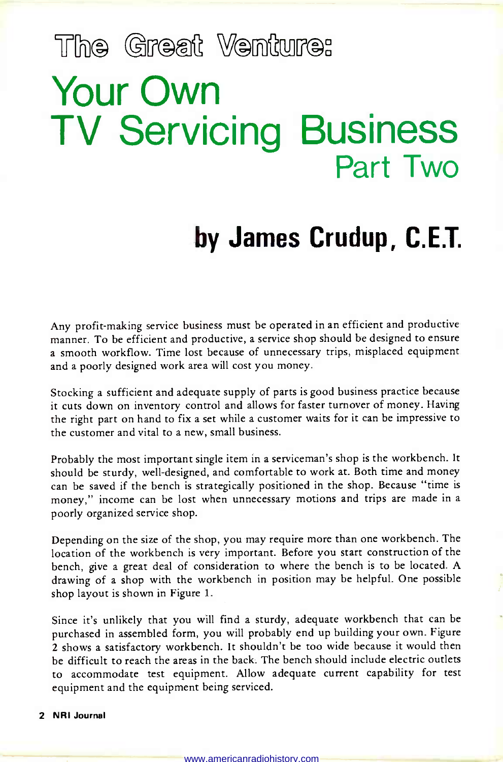# The Great Venture:

# Your Own TV Servicing Business

## Part Two

## by James Crudup, C.E.T.

Any profit-making service business must be operated in an efficient and productive manner. To be efficient and productive, a service shop should be designed to ensure a smooth workflow. Time lost because of unnecessary trips, misplaced equipment and a poorly designed work area will cost you money.

Stocking a sufficient and adequate supply of parts is good business practice because it cuts down on inventory control and allows for faster turnover of money. Having the right part on hand to fix a set while a customer waits for it can be impressive to the customer and vital to a new, small business.

Probably the most important single item in a serviceman's shop is the workbench. It should be sturdy, well-designed, and comfortable to work at. Both time and money can be saved if the bench is strategically positioned in the shop. Because "time is money," income can be lost when unnecessary motions and trips are made in a poorly organized service shop.

Depending on the size of the shop, you may require more than one workbench. The location of the workbench is very important. Before you start construction of the bench, give a great deal of consideration to where the bench is to be located. A drawing of a shop with the workbench in position may be helpful. One possible shop layout is shown in Figure 1.

Since it's unlikely that you will find a sturdy, adequate workbench that can be purchased in assembled form, you will probably end up building your own. Figure 2 shows a satisfactory workbench. It shouldn't be too wide because it would then be difficult to reach the areas in the back. The bench should include electric outlets to accommodate test equipment. Allow adequate current capability for test equipment and the equipment being serviced.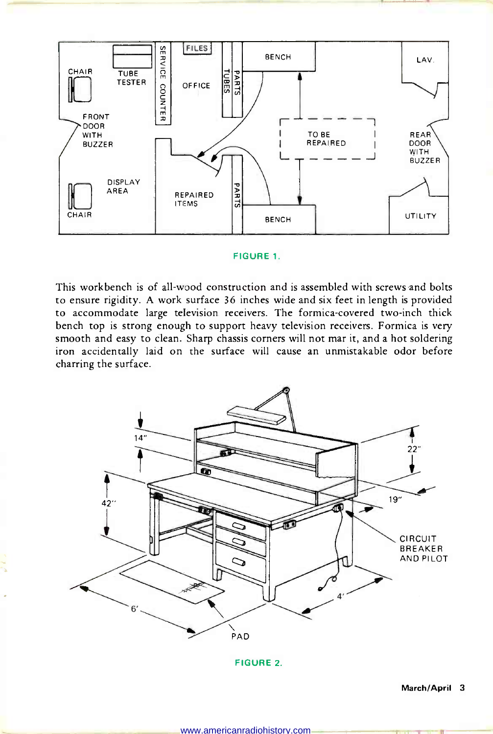FIGURE 1.

This workbench is of all-wood construction and is assembled with screws and bolts to ensure rigidity. A work surface 36 inches wide and six feet in length is provided to accommodate large television receivers. The formica-covered two-inch thick bench top is strong enough to support heavy television receivers. Formica is very smooth and easy to clean. Sharp chassis corners will not mar it, and a hot soldering iron accidentally laid on the surface will cause an unmistakable odor before charring the surface.

FIGURE 2.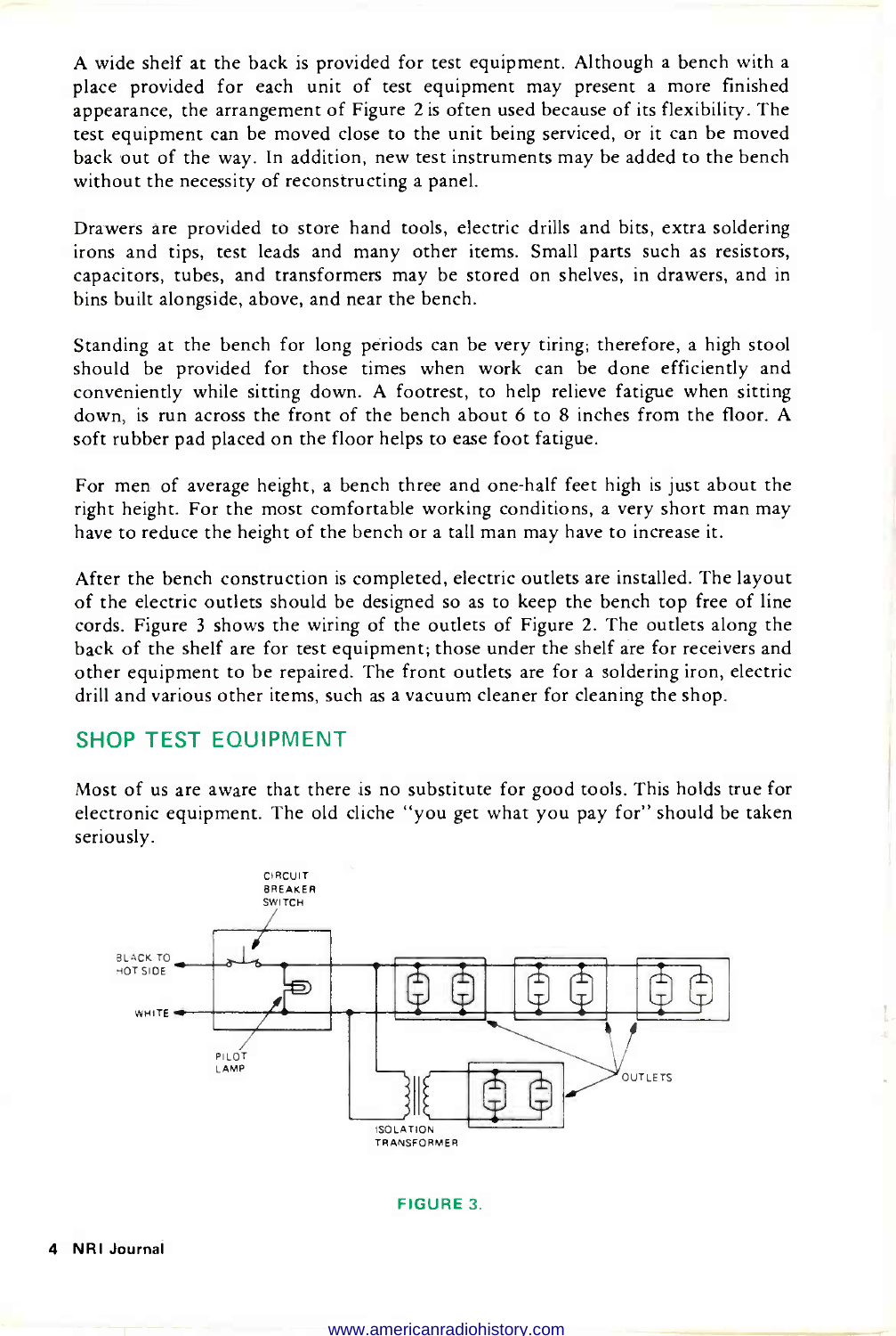A wide shelf at the back is provided for test equipment. Although a bench with a place provided for each unit of test equipment may present a more finished appearance, the arrangement of Figure 2 is often used because of its flexibility. The test equipment can be moved close to the unit being serviced, or it can be moved back out of the way. In addition, new test instruments may be added to the bench without the necessity of reconstructing a panel.

Drawers are provided to store hand tools, electric drills and bits, extra soldering irons and tips, test leads and many other items. Small parts such as resistors, capacitors, tubes, and transformers may be stored on shelves, in drawers, and in bins built alongside, above, and near the bench.

Standing at the bench for long periods can be very tiring; therefore, a high stool should be provided for those times when work can be done efficiently and conveniently while sitting down. A footrest, to help relieve fatigue when sitting down, is run across the front of the bench about 6 to 8 inches from the floor. A soft rubber pad placed on the floor helps to ease foot fatigue.

For men of average height, a bench three and one-half feet high is just about the right height. For the most comfortable working conditions, a very short man may have to reduce the height of the bench or a tall man may have to increase it.

After the bench construction is completed, electric outlets are installed. The layout of the electric outlets should be designed so as to keep the bench top free of line cords. Figure 3 shows the wiring of the outlets of Figure 2. The outlets along the back of the shelf are for test equipment; those under the shelf are for receivers and other equipment to be repaired. The front outlets are for a soldering iron, electric drill and various other items, such as a vacuum cleaner for cleaning the shop.

## SHOP TEST EQUIPMENT

Most of us are aware that there is no substitute for good tools. This holds true for electronic equipment. The old cliche "you get what you pay for" should be taken seriously.

CIRCUIT BREAKER SWITCH

BLACK TO HOT SIDE

WHITE

PILOT LAMP

OUTLETS

ISOLATION TRANSFORMER

FIGURE 3.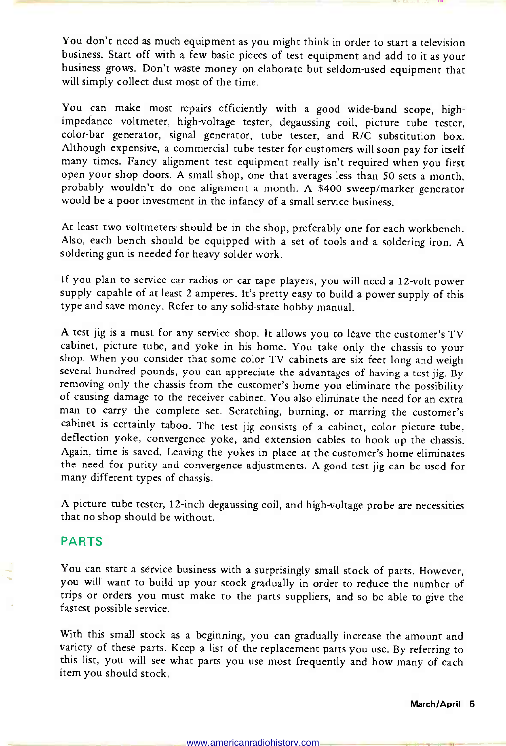You don't need as much equipment as you might think in order to start a television business. Start off with a few basic pieces of test equipment and add to it as your business grows. Don't waste money on elaborate but seldom-used equipment that will simply collect dust most of the time.

You can make most repairs efficiently with a good wide-band scope, high-impedance voltmeter, high-voltage tester, degaussing coil, picture tube tester, color-bar generator, signal generator, tube tester, and R/C substitution box. Although expensive, a commercial tube tester for customers will soon pay for itself many times. Fancy alignment test equipment really isn't required when you first open your shop doors. A small shop, one that averages less than 50 sets a month, probably wouldn't do one alignment a month. A $400 sweep/marker generator would be a poor investment in the infancy of a small service business.

At least two voltmeters should be in the shop, preferably one for each workbench. Also, each bench should be equipped with a set of tools and a soldering iron. A soldering gun is needed for heavy solder work.

If you plan to service car radios or car tape players, you will need a 12-volt power supply capable of at least 2 amperes. It's pretty easy to build a power supply of this type and save money. Refer to any solid-state hobby manual.

A test jig is a must for any service shop. It allows you to leave the customer's TV cabinet, picture tube, and yoke in his home. You take only the chassis to your shop. When you consider that some color TV cabinets are six feet long and weigh several hundred pounds, you can appreciate the advantages of having a test jig. By removing only the chassis from the customer's home you eliminate the possibility of causing damage to the receiver cabinet. You also eliminate the need for an extra man to carry the complete set. Scratching, burning, or marring the customer's cabinet is certainly taboo. The test jig consists of a cabinet, color picture tube, deflection yoke, convergence yoke, and extension cables to hook up the chassis. Again, time is saved. Leaving the yokes in place at the customer's home eliminates the need for purity and convergence adjustments. A good test jig can be used for many different types of chassis.

A picture tube tester, 12-inch degaussing coil, and high-voltage probe are necessities that no shop should be without.

## PARTS

You can start a service business with a surprisingly small stock of parts. However, you will want to build up your stock gradually in order to reduce the number of trips or orders you must make to the parts suppliers, and so be able to give the fastest possible service.

With this small stock as a beginning, you can gradually increase the amount and variety of these parts. Keep a list of the replacement parts you use. By referring to this list, you will see what parts you use most frequently and how many of each item you should stock.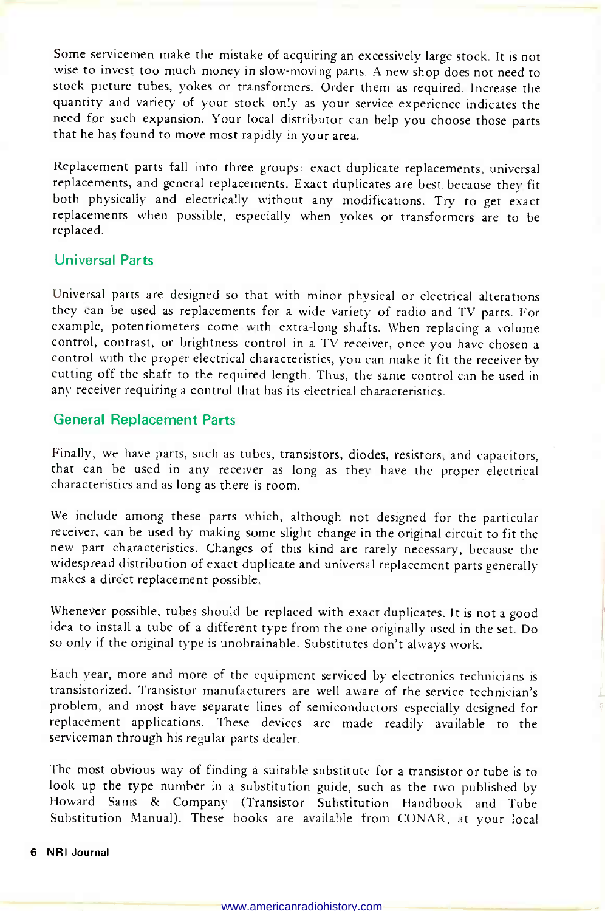Some servicemen make the mistake of acquiring an excessively large stock. It is not wise to invest too much money in slow-moving parts. A new shop does not need to stock picture tubes, yokes or transformers. Order them as required. Increase the quantity and variety of your stock only as your service experience indicates the need for such expansion. Your local distributor can help you choose those parts that he has found to move most rapidly in your area.

Replacement parts fall into three groups: exact duplicate replacements, universal replacements, and general replacements. Exact duplicates are best because they fit both physically and electrically without any modifications. Try to get exact replacements when possible, especially when yokes or transformers are to be replaced.

## Universal Parts

Universal parts are designed so that with minor physical or electrical alterations they can be used as replacements for a wide variety of radio and TV parts. For example, potentiometers come with extra-long shafts. When replacing a volume control, contrast, or brightness control in a TV receiver, once you have chosen a control with the proper electrical characteristics, you can make it fit the receiver by cutting off the shaft to the required length. Thus, the same control can be used in any receiver requiring a control that has its electrical characteristics.

## General Replacement Parts

Finally, we have parts, such as tubes, transistors, diodes, resistors, and capacitors, that can be used in any receiver as long as they have the proper electrical characteristics and as long as there is room.

We include among these parts which, although not designed for the particular receiver, can be used by making some slight change in the original circuit to fit the new part characteristics. Changes of this kind are rarely necessary, because the widespread distribution of exact duplicate and universal replacement parts generally makes a direct replacement possible.

Whenever possible, tubes should be replaced with exact duplicates. It is not a good idea to install a tube of a different type from the one originally used in the set. Do so only if the original type is unobtainable. Substitutes don't always work.

Each year, more and more of the equipment serviced by electronics technicians is transistorized. Transistor manufacturers are well aware of the service technician's problem, and most have separate lines of semiconductors especially designed for replacement applications. These devices are made readily available to the serviceman through his regular parts dealer.

The most obvious way of finding a suitable substitute for a transistor or tube is to look up the type number in a substitution guide, such as the two published by Howard Sams & Company (Transistor Substitution Handbook and Tube Substitution Manual). These books are available from CONAR, at your local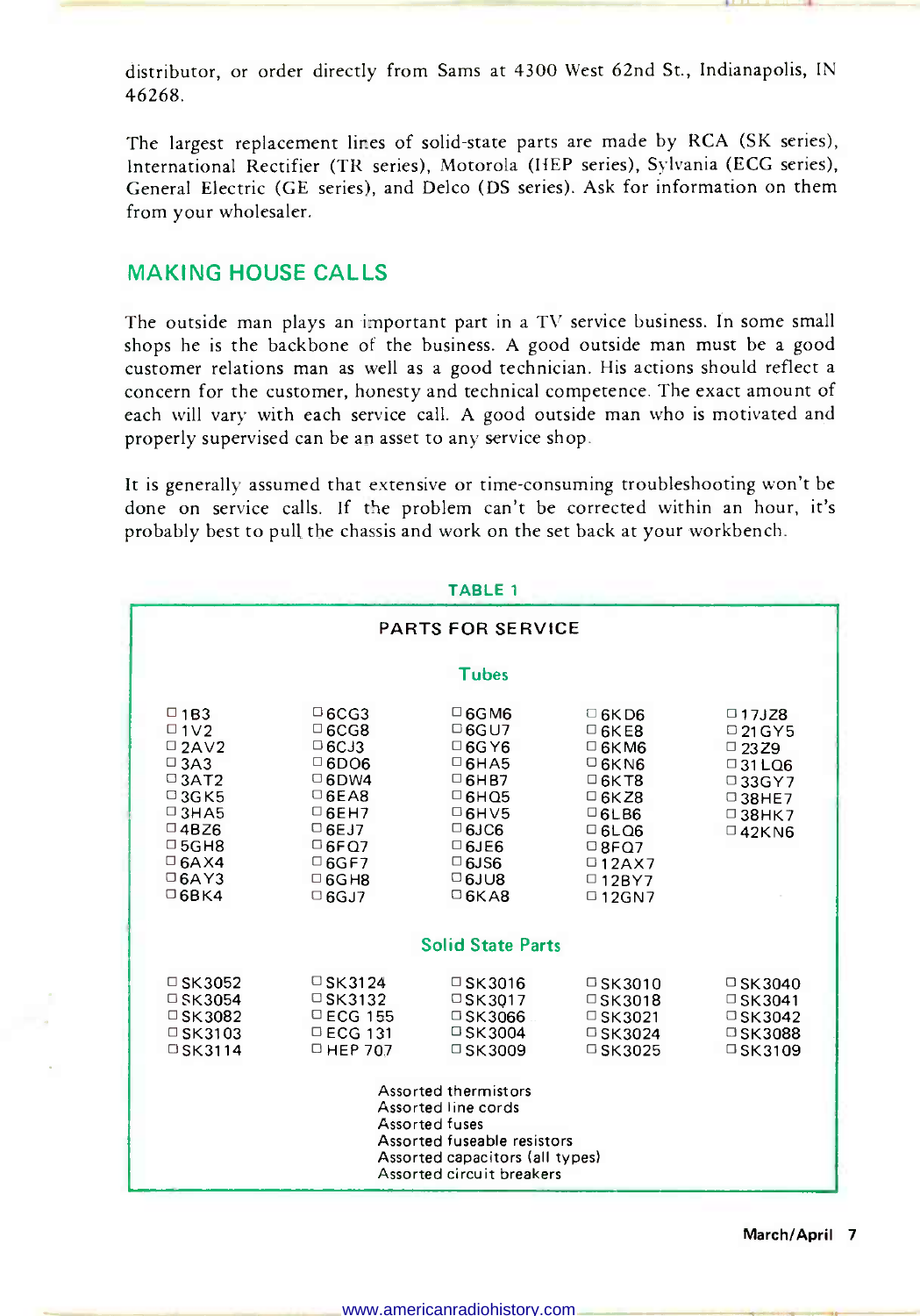distributor, or order directly from Sams at 4300 West 62nd St., Indianapolis, IN 46268.

The largest replacement lines of solid-state parts are made by RCA (SK series), International Rectifier (TR series), Motorola (HEP series), Sylvania (ECG series), General Electric (GE series), and Delco (DS series). Ask for information on them from your wholesaler.

## MAKING HOUSE CALLS

The outside man plays an important part in a TV service business. In some small shops he is the backbone of the business. A good outside man must be a good customer relations man as well as a good technician. His actions should reflect a concern for the customer, honesty and technical competence. The exact amount of each will vary with each service call. A good outside man who is motivated and properly supervised can be an asset to any service shop.

It is generally assumed that extensive or time-consuming troubleshooting won't be done on service calls. If the problem can't be corrected within an hour, it's probably best to pull the chassis and work on the set back at your workbench.

**TABLE 1**

**PARTS FOR SERVICE**

**Tubes**

| | | | | |
|---|---|---|---|---|
| ☐ 1B3 | ☐ 6CG3 | ☐ 6GM6 | ☐ 6KD6 | ☐ 17JZ8 |
| ☐ 1V2 | ☐ 6CG8 | ☐ 6GU7 | ☐ 6KE8 | ☐ 21GY5 |
| ☐ 2AV2 | ☐ 6CJ3 | ☐ 6GY6 | ☐ 6KM6 | ☐ 23Z9 |
| ☐ 3A3 | ☐ 6DQ6 | ☐ 6HA5 | ☐ 6KN6 | ☐ 31LQ6 |
| ☐ 3AT2 | ☐ 6DW4 | ☐ 6HB7 | ☐ 6KT8 | ☐ 33GY7 |
| ☐ 3GK5 | ☐ 6EA8 | ☐ 6HQ5 | ☐ 6KZ8 | ☐ 38HE7 |
| ☐ 3HA5 | ☐ 6EH7 | ☐ 6HV5 | ☐ 6LB6 | ☐ 38HK7 |
| ☐ 4BZ6 | ☐ 6EJ7 | ☐ 6JC6 | ☐ 6LQ6 | ☐ 42KN6 |
| ☐ 5GH8 | ☐ 6FQ7 | ☐ 6JE6 | ☐ 8FQ7 | |
| ☐ 6AX4 | ☐ 6GF7 | ☐ 6JS6 | ☐ 12AX7 | |
| ☐ 6AY3 | ☐ 6GH8 | ☐ 6JU8 | ☐ 12BY7 | |
| ☐ 6BK4 | ☐ 6GJ7 | ☐ 6KA8 | ☐ 12GN7 | |

**Solid State Parts**

| | | | | |
|---|---|---|---|---|
| ☐ SK3052 | ☐ SK3124 | ☐ SK3016 | ☐ SK3010 | ☐ SK3040 |
| ☐ SK3054 | ☐ SK3132 | ☐ SK3017 | ☐ SK3018 | ☐ SK3041 |
| ☐ SK3082 | ☐ ECG 155 | ☐ SK3066 | ☐ SK3021 | ☐ SK3042 |
| ☐ SK3103 | ☐ ECG 131 | ☐ SK3004 | ☐ SK3024 | ☐ SK3088 |
| ☐ SK3114 | ☐ HEP 707 | ☐ SK3009 | ☐ SK3025 | ☐ SK3109 |

Assorted thermistors
Assorted line cords
Assorted fuses
Assorted fuseable resistors
Assorted capacitors (all types)
Assorted circuit breakers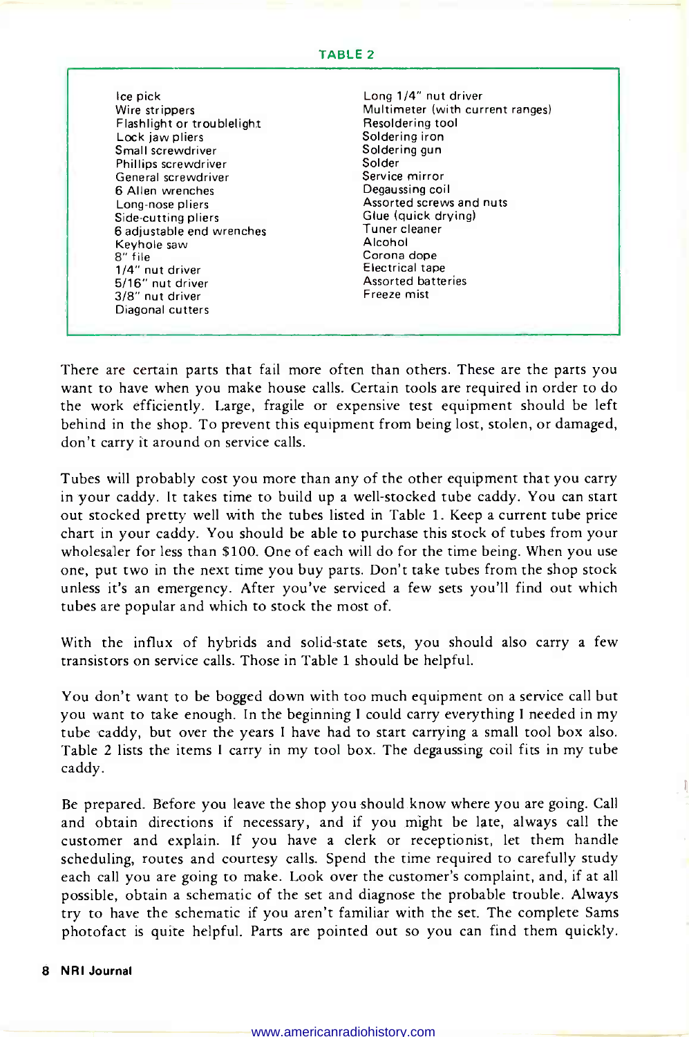**TABLE 2**

| | |
|---|---|
| Ice pick | Long 1/4" nut driver |
| Wire strippers | Multimeter (with current ranges) |
| Flashlight or troublelight | Resoldering tool |
| Lock jaw pliers | Soldering iron |
| Small screwdriver | Soldering gun |
| Phillips screwdriver | Solder |
| General screwdriver | Service mirror |
| 6 Allen wrenches | Degaussing coil |
| Long-nose pliers | Assorted screws and nuts |
| Side-cutting pliers | Glue (quick drying) |
| 6 adjustable end wrenches | Tuner cleaner |
| Keyhole saw | Alcohol |
| 8" file | Corona dope |
| 1/4" nut driver | Electrical tape |
| 5/16" nut driver | Assorted batteries |
| 3/8" nut driver | Freeze mist |
| Diagonal cutters | |

There are certain parts that fail more often than others. These are the parts you want to have when you make house calls. Certain tools are required in order to do the work efficiently. Large, fragile or expensive test equipment should be left behind in the shop. To prevent this equipment from being lost, stolen, or damaged, don't carry it around on service calls.

Tubes will probably cost you more than any of the other equipment that you carry in your caddy. It takes time to build up a well-stocked tube caddy. You can start out stocked pretty well with the tubes listed in Table 1. Keep a current tube price chart in your caddy. You should be able to purchase this stock of tubes from your wholesaler for less than $100. One of each will do for the time being. When you use one, put two in the next time you buy parts. Don't take tubes from the shop stock unless it's an emergency. After you've serviced a few sets you'll find out which tubes are popular and which to stock the most of.

With the influx of hybrids and solid-state sets, you should also carry a few transistors on service calls. Those in Table 1 should be helpful.

You don't want to be bogged down with too much equipment on a service call but you want to take enough. In the beginning I could carry everything I needed in my tube caddy, but over the years I have had to start carrying a small tool box also. Table 2 lists the items I carry in my tool box. The degaussing coil fits in my tube caddy.

Be prepared. Before you leave the shop you should know where you are going. Call and obtain directions if necessary, and if you might be late, always call the customer and explain. If you have a clerk or receptionist, let them handle scheduling, routes and courtesy calls. Spend the time required to carefully study each call you are going to make. Look over the customer's complaint, and, if at all possible, obtain a schematic of the set and diagnose the probable trouble. Always try to have the schematic if you aren't familiar with the set. The complete Sams photofact is quite helpful. Parts are pointed out so you can find them quickly.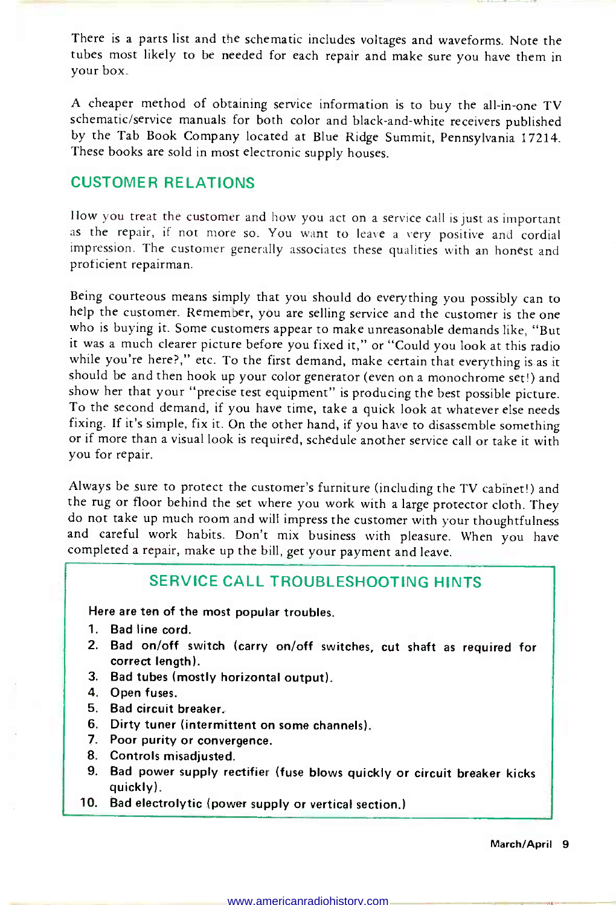There is a parts list and the schematic includes voltages and waveforms. Note the tubes most likely to be needed for each repair and make sure you have them in your box.

A cheaper method of obtaining service information is to buy the all-in-one TV schematic/service manuals for both color and black-and-white receivers published by the Tab Book Company located at Blue Ridge Summit, Pennsylvania 17214. These books are sold in most electronic supply houses.

## CUSTOMER RELATIONS

How you treat the customer and how you act on a service call is just as important as the repair, if not more so. You want to leave a very positive and cordial impression. The customer generally associates these qualities with an honest and proficient repairman.

Being courteous means simply that you should do everything you possibly can to help the customer. Remember, you are selling service and the customer is the one who is buying it. Some customers appear to make unreasonable demands like, "But it was a much clearer picture before you fixed it," or "Could you look at this radio while you're here?," etc. To the first demand, make certain that everything is as it should be and then hook up your color generator (even on a monochrome set!) and show her that your "precise test equipment" is producing the best possible picture. To the second demand, if you have time, take a quick look at whatever else needs fixing. If it's simple, fix it. On the other hand, if you have to disassemble something or if more than a visual look is required, schedule another service call or take it with you for repair.

Always be sure to protect the customer's furniture (including the TV cabinet!) and the rug or floor behind the set where you work with a large protector cloth. They do not take up much room and will impress the customer with your thoughtfulness and careful work habits. Don't mix business with pleasure. When you have completed a repair, make up the bill, get your payment and leave.

### SERVICE CALL TROUBLESHOOTING HINTS

**Here are ten of the most popular troubles.**

1. **Bad line cord.**
2. **Bad on/off switch (carry on/off switches, cut shaft as required for correct length).**
3. **Bad tubes (mostly horizontal output).**
4. **Open fuses.**
5. **Bad circuit breaker.**
6. **Dirty tuner (intermittent on some channels).**
7. **Poor purity or convergence.**
8. **Controls misadjusted.**
9. **Bad power supply rectifier (fuse blows quickly or circuit breaker kicks quickly).**
10. **Bad electrolytic (power supply or vertical section.)**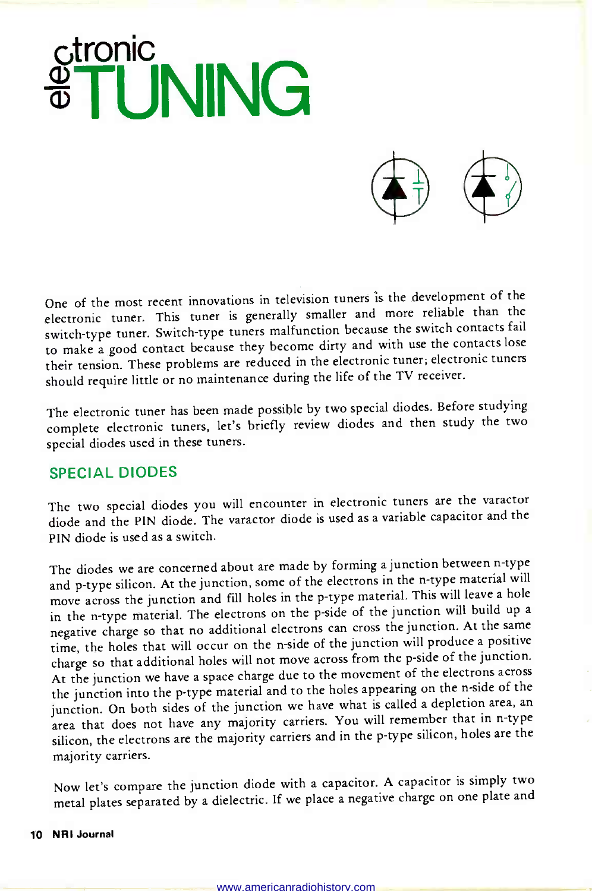# electronic TUNING

One of the most recent innovations in television tuners is the development of the electronic tuner. This tuner is generally smaller and more reliable than the switch-type tuner. Switch-type tuners malfunction because the switch contacts fail to make a good contact because they become dirty and with use the contacts lose their tension. These problems are reduced in the electronic tuner; electronic tuners should require little or no maintenance during the life of the TV receiver.

The electronic tuner has been made possible by two special diodes. Before studying complete electronic tuners, let's briefly review diodes and then study the two special diodes used in these tuners.

## SPECIAL DIODES

The two special diodes you will encounter in electronic tuners are the varactor diode and the PIN diode. The varactor diode is used as a variable capacitor and the PIN diode is used as a switch.

The diodes we are concerned about are made by forming a junction between n-type and p-type silicon. At the junction, some of the electrons in the n-type material will move across the junction and fill holes in the p-type material. This will leave a hole in the n-type material. The electrons on the p-side of the junction will build up a negative charge so that no additional electrons can cross the junction. At the same time, the holes that will occur on the n-side of the junction will produce a positive charge so that additional holes will not move across from the p-side of the junction. At the junction we have a space charge due to the movement of the electrons across the junction into the p-type material and to the holes appearing on the n-side of the junction. On both sides of the junction we have what is called a depletion area, an area that does not have any majority carriers. You will remember that in n-type silicon, the electrons are the majority carriers and in the p-type silicon, holes are the majority carriers.

Now let's compare the junction diode with a capacitor. A capacitor is simply two metal plates separated by a dielectric. If we place a negative charge on one plate and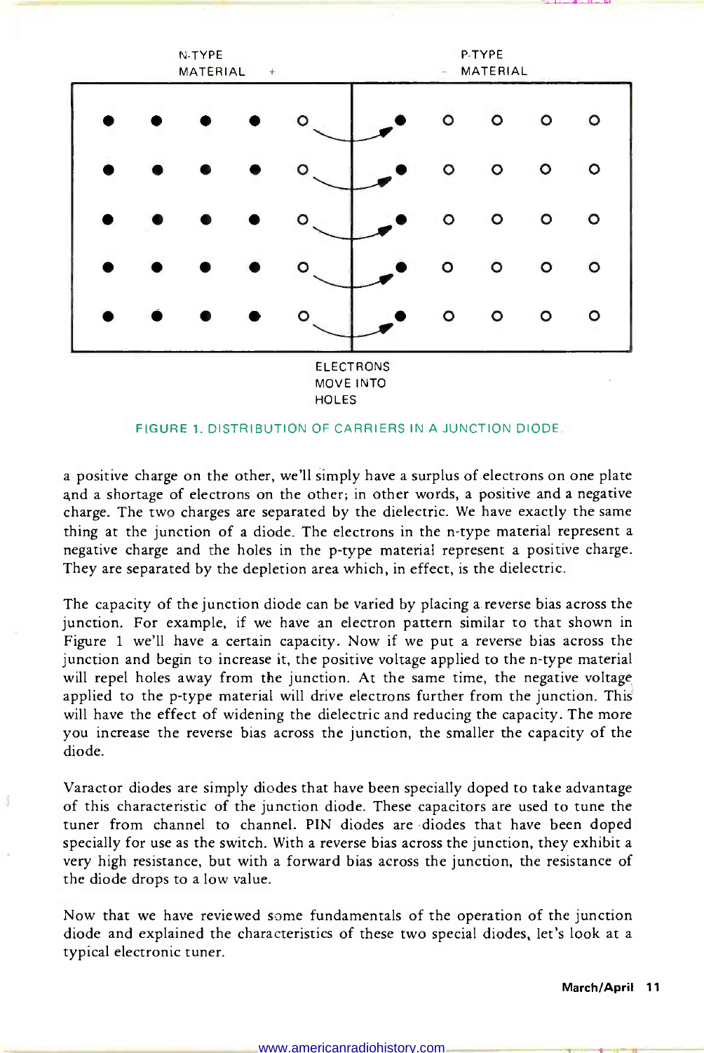N-TYPE MATERIAL +

– P-TYPE MATERIAL

ELECTRONS MOVE INTO HOLES

FIGURE 1. DISTRIBUTION OF CARRIERS IN A JUNCTION DIODE.

a positive charge on the other, we'll simply have a surplus of electrons on one plate and a shortage of electrons on the other; in other words, a positive and a negative charge. The two charges are separated by the dielectric. We have exactly the same thing at the junction of a diode. The electrons in the n-type material represent a negative charge and the holes in the p-type material represent a positive charge. They are separated by the depletion area which, in effect, is the dielectric.

The capacity of the junction diode can be varied by placing a reverse bias across the junction. For example, if we have an electron pattern similar to that shown in Figure 1 we'll have a certain capacity. Now if we put a reverse bias across the junction and begin to increase it, the positive voltage applied to the n-type material will repel holes away from the junction. At the same time, the negative voltage applied to the p-type material will drive electrons further from the junction. This will have the effect of widening the dielectric and reducing the capacity. The more you increase the reverse bias across the junction, the smaller the capacity of the diode.

Varactor diodes are simply diodes that have been specially doped to take advantage of this characteristic of the junction diode. These capacitors are used to tune the tuner from channel to channel. PIN diodes are diodes that have been doped specially for use as the switch. With a reverse bias across the junction, they exhibit a very high resistance, but with a forward bias across the junction, the resistance of the diode drops to a low value.

Now that we have reviewed some fundamentals of the operation of the junction diode and explained the characteristics of these two special diodes, let's look at a typical electronic tuner.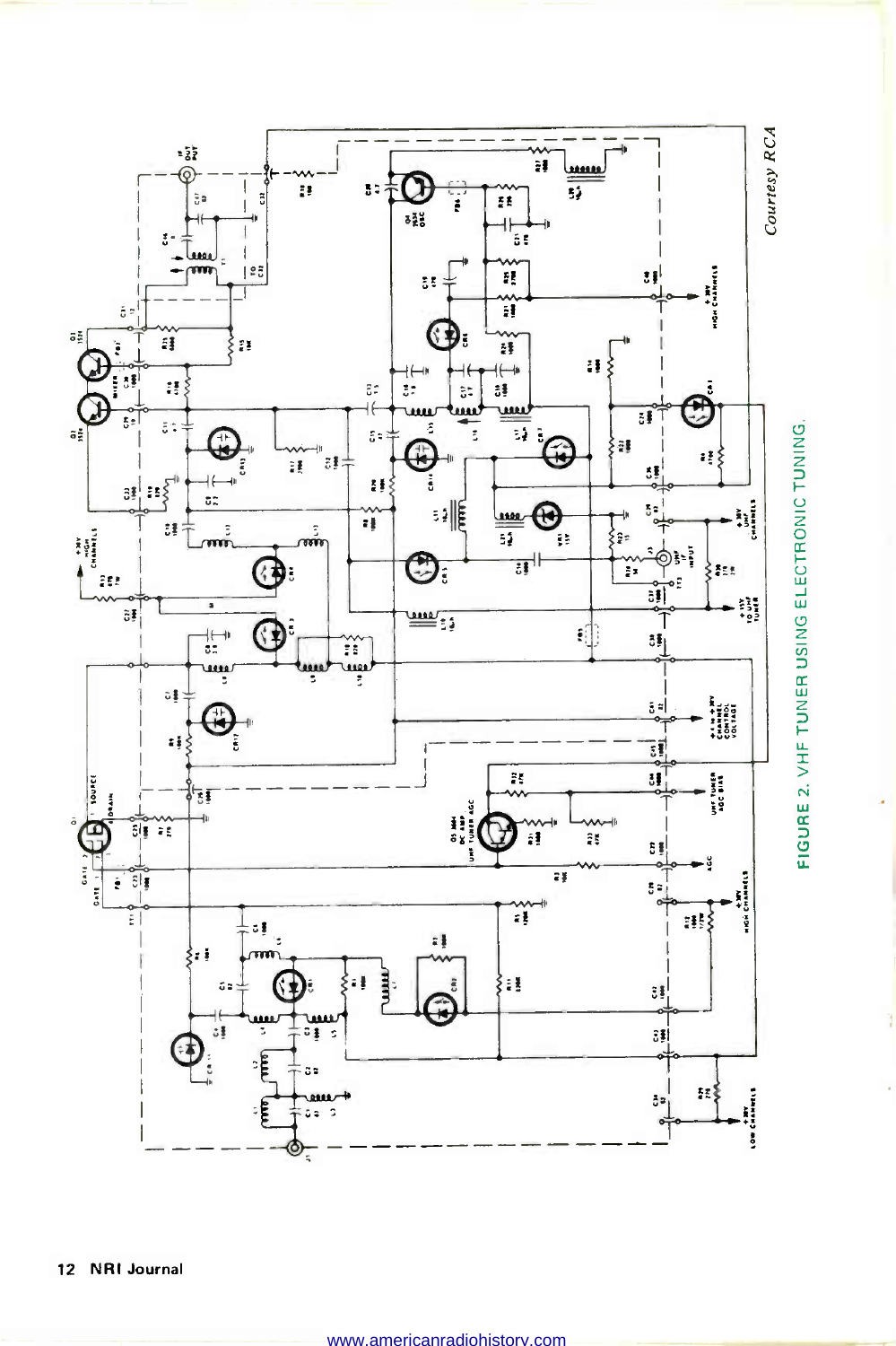Courtesy RCA

FIGURE 2. VHF TUNER USING ELECTRONIC TUNING.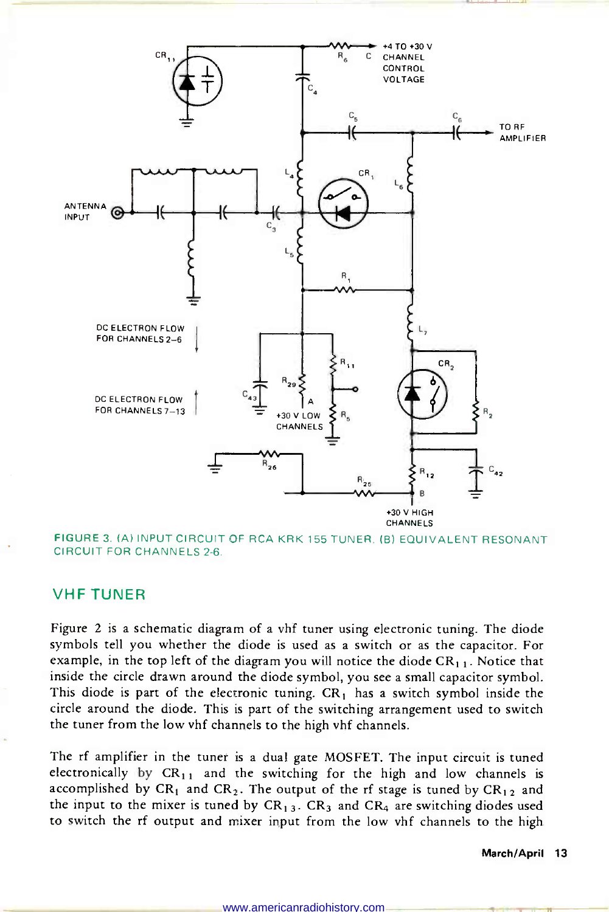FIGURE 3. (A) INPUT CIRCUIT OF RCA KRK 155 TUNER. (B) EQUIVALENT RESONANT CIRCUIT FOR CHANNELS 2-6.

## VHF TUNER

Figure 2 is a schematic diagram of a vhf tuner using electronic tuning. The diode symbols tell you whether the diode is used as a switch or as the capacitor. For example, in the top left of the diagram you will notice the diode $CR_{11}$. Notice that inside the circle drawn around the diode symbol, you see a small capacitor symbol. This diode is part of the electronic tuning. $CR_1$ has a switch symbol inside the circle around the diode. This is part of the switching arrangement used to switch the tuner from the low vhf channels to the high vhf channels.

The rf amplifier in the tuner is a dual gate MOSFET. The input circuit is tuned electronically by $CR_{11}$ and the switching for the high and low channels is accomplished by $CR_1$ and $CR_2$. The output of the rf stage is tuned by $CR_{12}$ and the input to the mixer is tuned by $CR_{13}$. $CR_3$ and $CR_4$ are switching diodes used to switch the rf output and mixer input from the low vhf channels to the high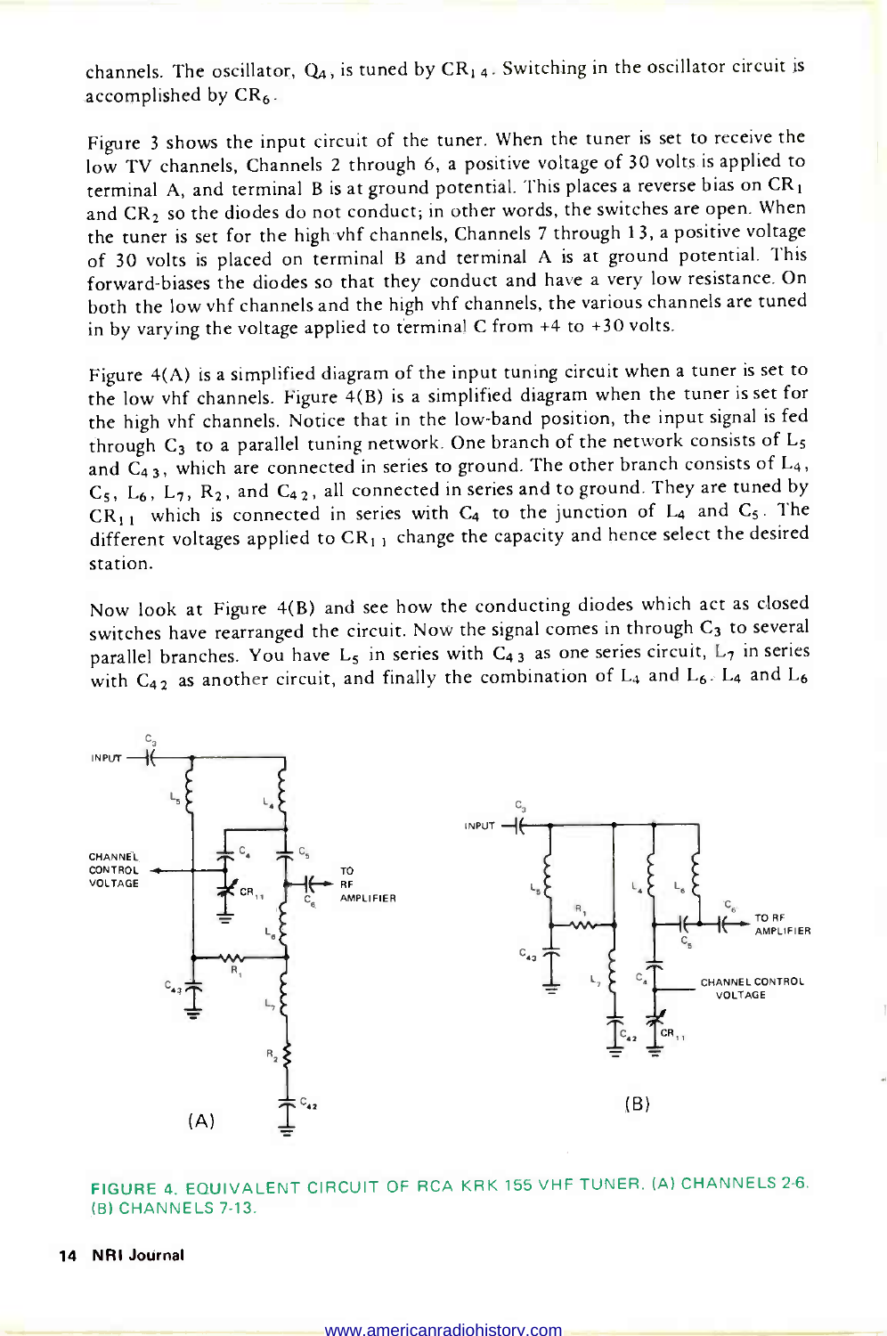channels. The oscillator, $Q_4$, is tuned by $CR_{14}$. Switching in the oscillator circuit is accomplished by $CR_6$.

Figure 3 shows the input circuit of the tuner. When the tuner is set to receive the low TV channels, Channels 2 through 6, a positive voltage of 30 volts is applied to terminal A, and terminal B is at ground potential. This places a reverse bias on $CR_1$ and $CR_2$ so the diodes do not conduct; in other words, the switches are open. When the tuner is set for the high vhf channels, Channels 7 through 13, a positive voltage of 30 volts is placed on terminal B and terminal A is at ground potential. This forward-biases the diodes so that they conduct and have a very low resistance. On both the low vhf channels and the high vhf channels, the various channels are tuned in by varying the voltage applied to terminal C from +4 to +30 volts.

Figure 4(A) is a simplified diagram of the input tuning circuit when a tuner is set to the low vhf channels. Figure 4(B) is a simplified diagram when the tuner is set for the high vhf channels. Notice that in the low-band position, the input signal is fed through $C_3$ to a parallel tuning network. One branch of the network consists of $L_5$ and $C_{43}$, which are connected in series to ground. The other branch consists of $L_4$, $C_5$, $L_6$, $L_7$, $R_2$, and $C_{42}$, all connected in series and to ground. They are tuned by $CR_{11}$ which is connected in series with $C_4$ to the junction of $L_4$ and $C_5$. The different voltages applied to $CR_{11}$ change the capacity and hence select the desired station.

Now look at Figure 4(B) and see how the conducting diodes which act as closed switches have rearranged the circuit. Now the signal comes in through $C_3$ to several parallel branches. You have $L_5$ in series with $C_{43}$ as one series circuit, $L_7$ in series with $C_{42}$ as another circuit, and finally the combination of $L_4$ and $L_6$. $L_4$ and $L_6$

FIGURE 4. EQUIVALENT CIRCUIT OF RCA KRK 155 VHF TUNER. (A) CHANNELS 2-6. (B) CHANNELS 7-13.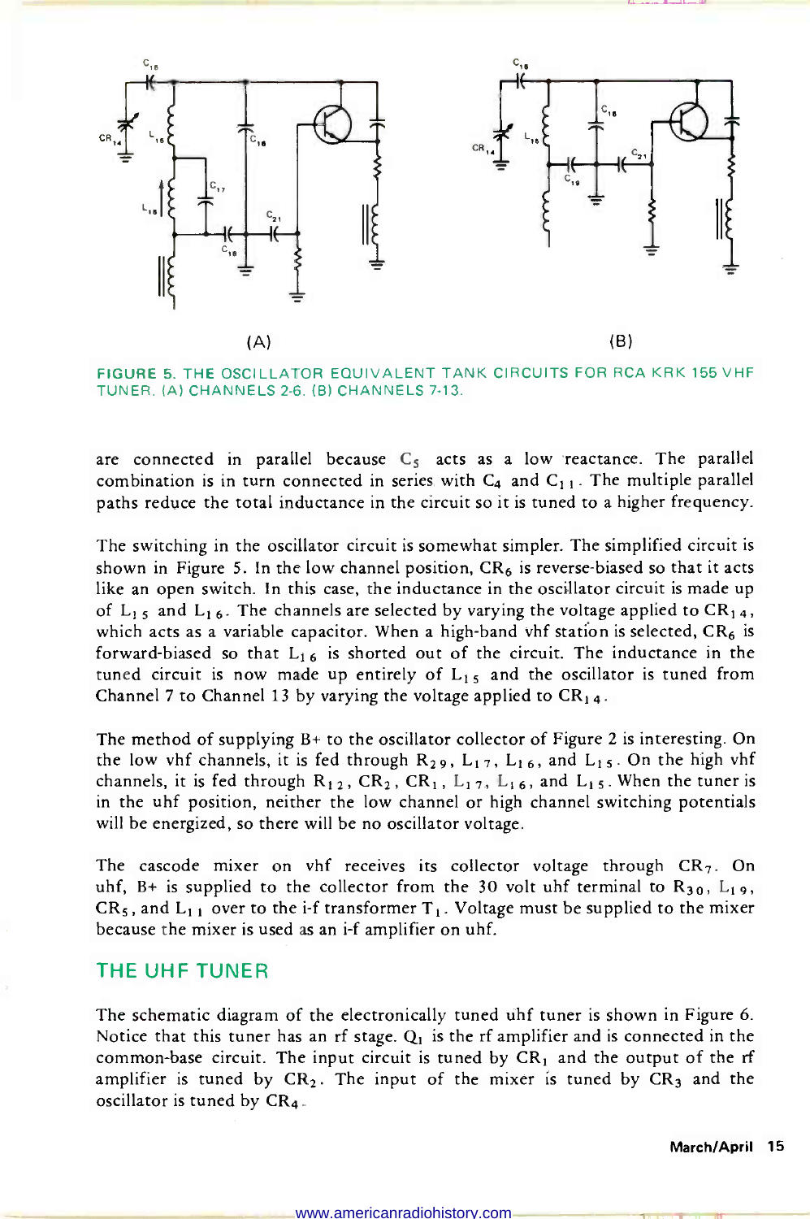FIGURE 5. THE OSCILLATOR EQUIVALENT TANK CIRCUITS FOR RCA KRK 155 VHF TUNER. (A) CHANNELS 2-6. (B) CHANNELS 7-13.

are connected in parallel because $C_5$ acts as a low reactance. The parallel combination is in turn connected in series with $C_4$ and $C_{11}$. The multiple parallel paths reduce the total inductance in the circuit so it is tuned to a higher frequency.

The switching in the oscillator circuit is somewhat simpler. The simplified circuit is shown in Figure 5. In the low channel position, $CR_6$ is reverse-biased so that it acts like an open switch. In this case, the inductance in the oscillator circuit is made up of $L_{15}$ and $L_{16}$. The channels are selected by varying the voltage applied to $CR_{14}$, which acts as a variable capacitor. When a high-band vhf station is selected, $CR_6$ is forward-biased so that $L_{16}$ is shorted out of the circuit. The inductance in the tuned circuit is now made up entirely of $L_{15}$ and the oscillator is tuned from Channel 7 to Channel 13 by varying the voltage applied to $CR_{14}$.

The method of supplying B+ to the oscillator collector of Figure 2 is interesting. On the low vhf channels, it is fed through $R_{29}$, $L_{17}$, $L_{16}$, and $L_{15}$. On the high vhf channels, it is fed through $R_{12}$, $CR_2$, $CR_1$, $L_{17}$, $L_{16}$, and $L_{15}$. When the tuner is in the uhf position, neither the low channel or high channel switching potentials will be energized, so there will be no oscillator voltage.

The cascode mixer on vhf receives its collector voltage through $CR_7$. On uhf, B+ is supplied to the collector from the 30 volt uhf terminal to $R_{30}$, $L_{19}$, $CR_5$, and $L_{11}$ over to the i-f transformer $T_1$. Voltage must be supplied to the mixer because the mixer is used as an i-f amplifier on uhf.

## THE UHF TUNER

The schematic diagram of the electronically tuned uhf tuner is shown in Figure 6. Notice that this tuner has an rf stage. $Q_1$ is the rf amplifier and is connected in the common-base circuit. The input circuit is tuned by $CR_1$ and the output of the rf amplifier is tuned by $CR_2$. The input of the mixer is tuned by $CR_3$ and the oscillator is tuned by $CR_4$.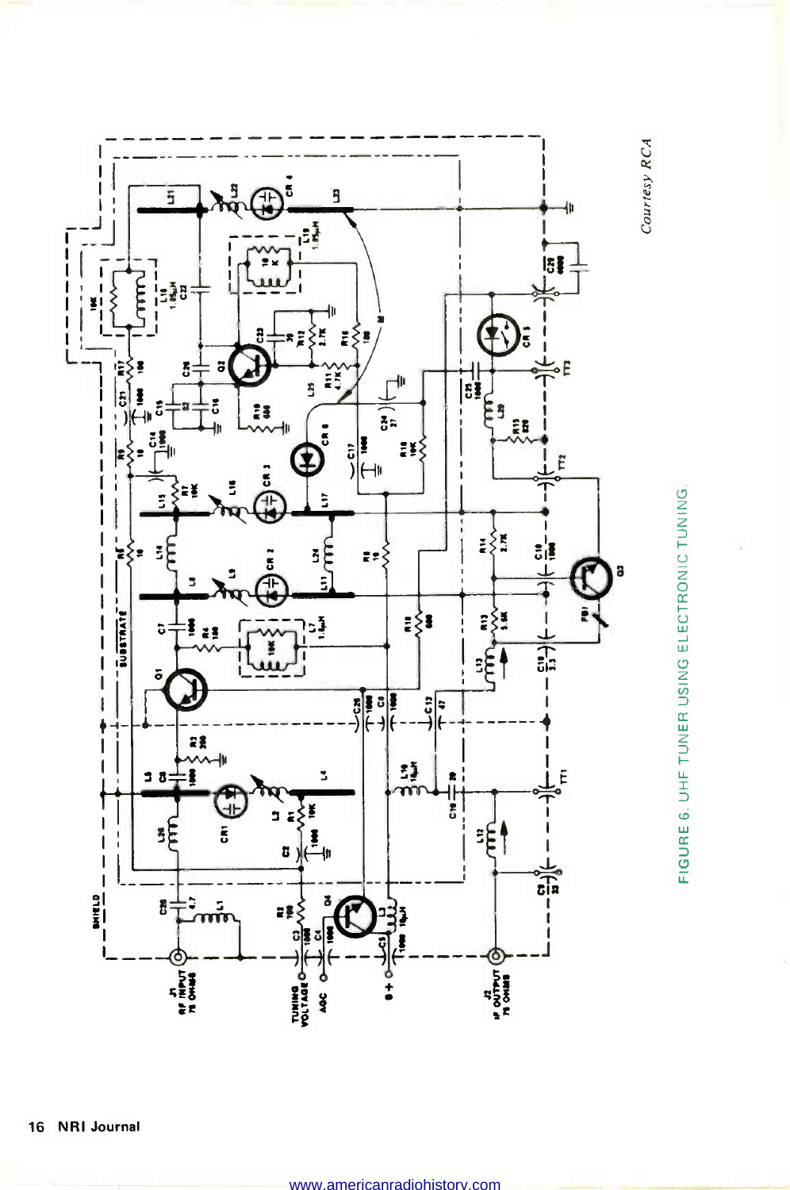Courtesy RCA

FIGURE 6. UHF TUNER USING ELECTRONIC TUNING.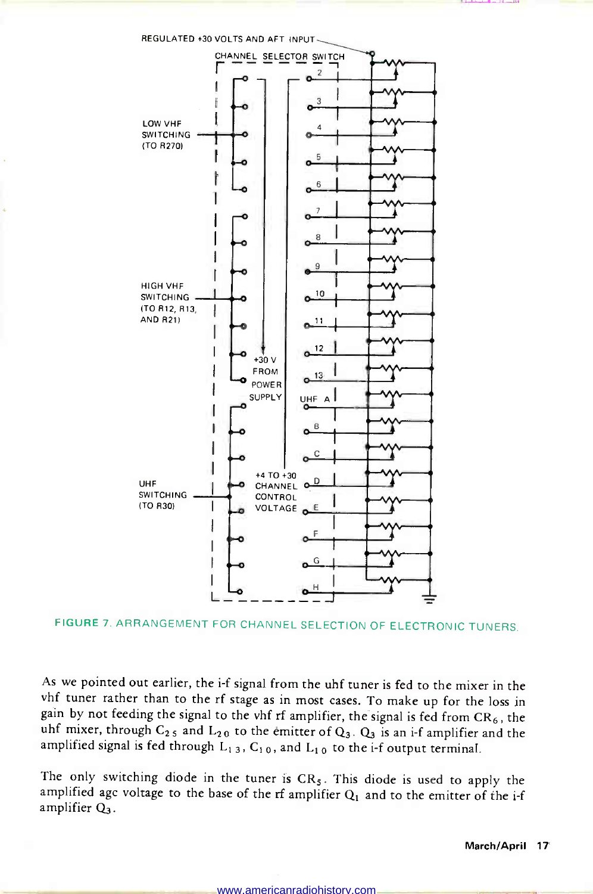REGULATED +30 VOLTS AND AFT INPUT

CHANNEL SELECTOR SWITCH

LOW VHF SWITCHING (TO R270)

HIGH VHF SWITCHING (TO R12, R13, AND R21)

UHF SWITCHING (TO R30)

+30 V FROM POWER SUPPLY

+4 TO +30 CHANNEL CONTROL VOLTAGE

2, 3, 4, 5, 6, 7, 8, 9, 10, 11, 12, 13, UHF A, B, C, D, E, F, G, H

FIGURE 7. ARRANGEMENT FOR CHANNEL SELECTION OF ELECTRONIC TUNERS.

As we pointed out earlier, the i-f signal from the uhf tuner is fed to the mixer in the vhf tuner rather than to the rf stage as in most cases. To make up for the loss in gain by not feeding the signal to the vhf rf amplifier, the signal is fed from $CR_6$, the uhf mixer, through $C_{25}$ and $L_{20}$ to the emitter of $Q_3$. $Q_3$ is an i-f amplifier and the amplified signal is fed through $L_{13}$, $C_{10}$, and $L_{10}$ to the i-f output terminal.

The only switching diode in the tuner is $CR_5$. This diode is used to apply the amplified agc voltage to the base of the rf amplifier $Q_1$ and to the emitter of the i-f amplifier $Q_3$.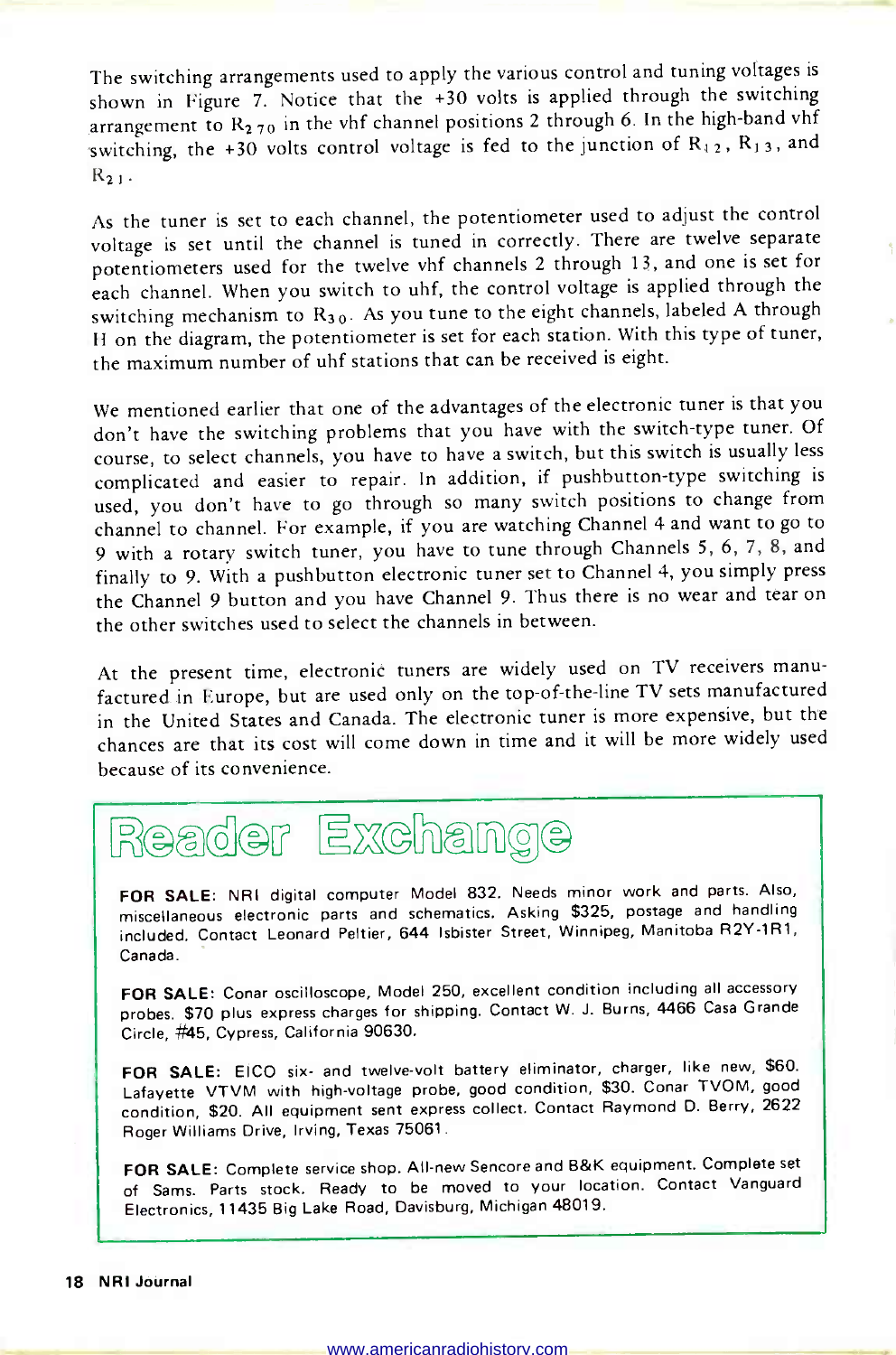The switching arrangements used to apply the various control and tuning voltages is shown in Figure 7. Notice that the +30 volts is applied through the switching arrangement to $R_{270}$ in the vhf channel positions 2 through 6. In the high-band vhf switching, the +30 volts control voltage is fed to the junction of $R_{12}$, $R_{13}$, and $R_{21}$.

As the tuner is set to each channel, the potentiometer used to adjust the control voltage is set until the channel is tuned in correctly. There are twelve separate potentiometers used for the twelve vhf channels 2 through 13, and one is set for each channel. When you switch to uhf, the control voltage is applied through the switching mechanism to $R_{30}$. As you tune to the eight channels, labeled A through H on the diagram, the potentiometer is set for each station. With this type of tuner, the maximum number of uhf stations that can be received is eight.

We mentioned earlier that one of the advantages of the electronic tuner is that you don't have the switching problems that you have with the switch-type tuner. Of course, to select channels, you have to have a switch, but this switch is usually less complicated and easier to repair. In addition, if pushbutton-type switching is used, you don't have to go through so many switch positions to change from channel to channel. For example, if you are watching Channel 4 and want to go to 9 with a rotary switch tuner, you have to tune through Channels 5, 6, 7, 8, and finally to 9. With a pushbutton electronic tuner set to Channel 4, you simply press the Channel 9 button and you have Channel 9. Thus there is no wear and tear on the other switches used to select the channels in between.

At the present time, electronic tuners are widely used on TV receivers manufactured in Europe, but are used only on the top-of-the-line TV sets manufactured in the United States and Canada. The electronic tuner is more expensive, but the chances are that its cost will come down in time and it will be more widely used because of its convenience.

# Reader Exchange

**FOR SALE:** NRI digital computer Model 832. Needs minor work and parts. Also, miscellaneous electronic parts and schematics. Asking $325, postage and handling included. Contact Leonard Peltier, 644 Isbister Street, Winnipeg, Manitoba R2Y-1R1, Canada.

**FOR SALE:** Conar oscilloscope, Model 250, excellent condition including all accessory probes. $70 plus express charges for shipping. Contact W. J. Burns, 4466 Casa Grande Circle, #45, Cypress, California 90630.

**FOR SALE:** EICO six- and twelve-volt battery eliminator, charger, like new, $60. Lafayette VTVM with high-voltage probe, good condition, $30. Conar TVOM, good condition, $20. All equipment sent express collect. Contact Raymond D. Berry, 2622 Roger Williams Drive, Irving, Texas 75061.

**FOR SALE:** Complete service shop. All-new Sencore and B&K equipment. Complete set of Sams. Parts stock. Ready to be moved to your location. Contact Vanguard Electronics, 11435 Big Lake Road, Davisburg, Michigan 48019.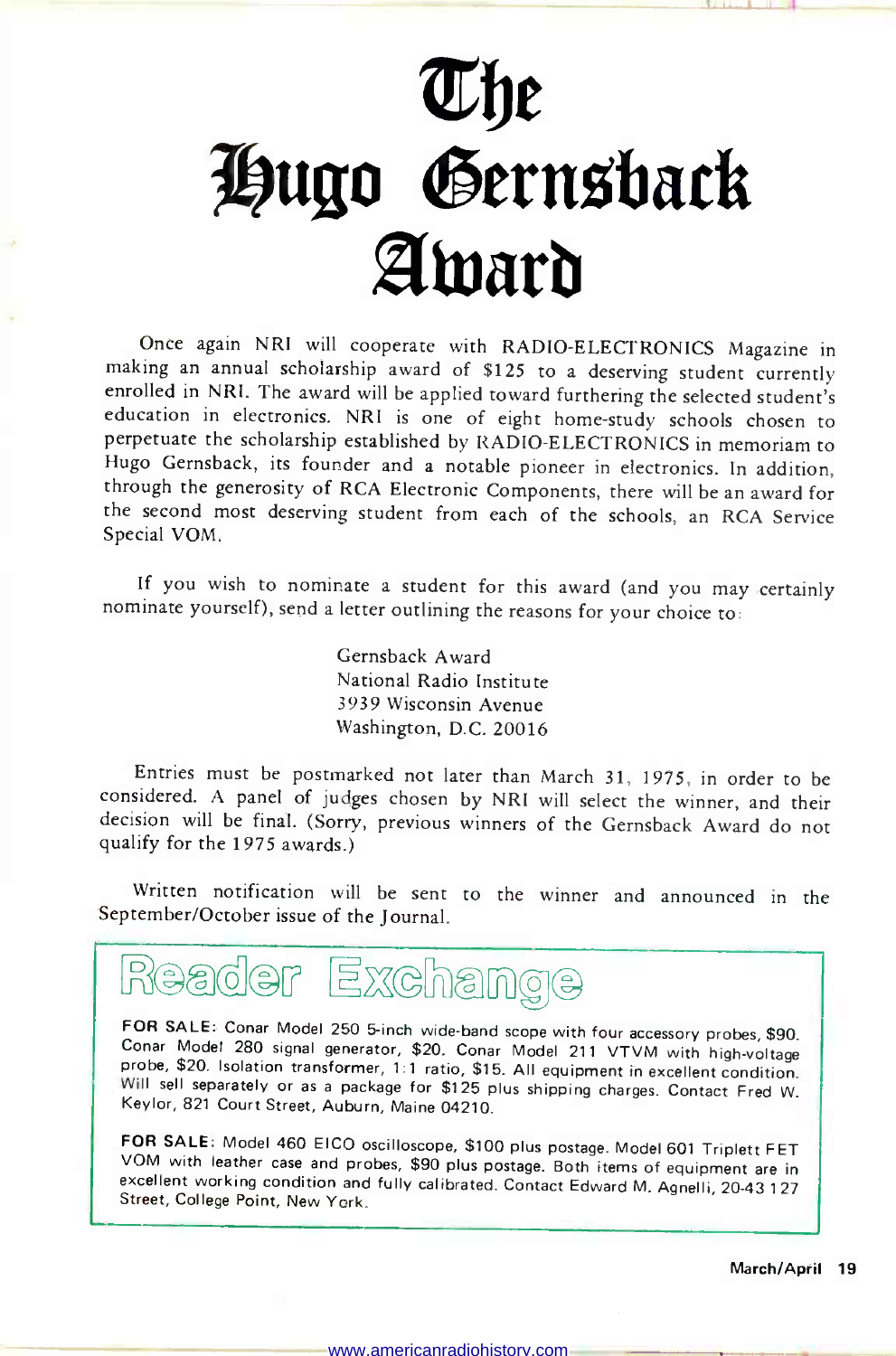# The Hugo Gernsback Award

Once again NRI will cooperate with RADIO-ELECTRONICS Magazine in making an annual scholarship award of $125 to a deserving student currently enrolled in NRI. The award will be applied toward furthering the selected student's education in electronics. NRI is one of eight home-study schools chosen to perpetuate the scholarship established by RADIO-ELECTRONICS in memoriam to Hugo Gernsback, its founder and a notable pioneer in electronics. In addition, through the generosity of RCA Electronic Components, there will be an award for the second most deserving student from each of the schools, an RCA Service Special VOM.

If you wish to nominate a student for this award (and you may certainly nominate yourself), send a letter outlining the reasons for your choice to:

Gernsback Award
National Radio Institute
3939 Wisconsin Avenue
Washington, D.C. 20016

Entries must be postmarked not later than March 31, 1975, in order to be considered. A panel of judges chosen by NRI will select the winner, and their decision will be final. (Sorry, previous winners of the Gernsback Award do not qualify for the 1975 awards.)

Written notification will be sent to the winner and announced in the September/October issue of the Journal.

## Reader Exchange

**FOR SALE:** Conar Model 250 5-inch wide-band scope with four accessory probes, $90. Conar Model 280 signal generator, $20. Conar Model 211 VTVM with high-voltage probe, $20. Isolation transformer, 1:1 ratio, $15. All equipment in excellent condition. Will sell separately or as a package for $125 plus shipping charges. Contact Fred W. Keylor, 821 Court Street, Auburn, Maine 04210.

**FOR SALE:** Model 460 EICO oscilloscope, $100 plus postage. Model 601 Triplett FET VOM with leather case and probes, $90 plus postage. Both items of equipment are in excellent working condition and fully calibrated. Contact Edward M. Agnelli, 20-43 127 Street, College Point, New York.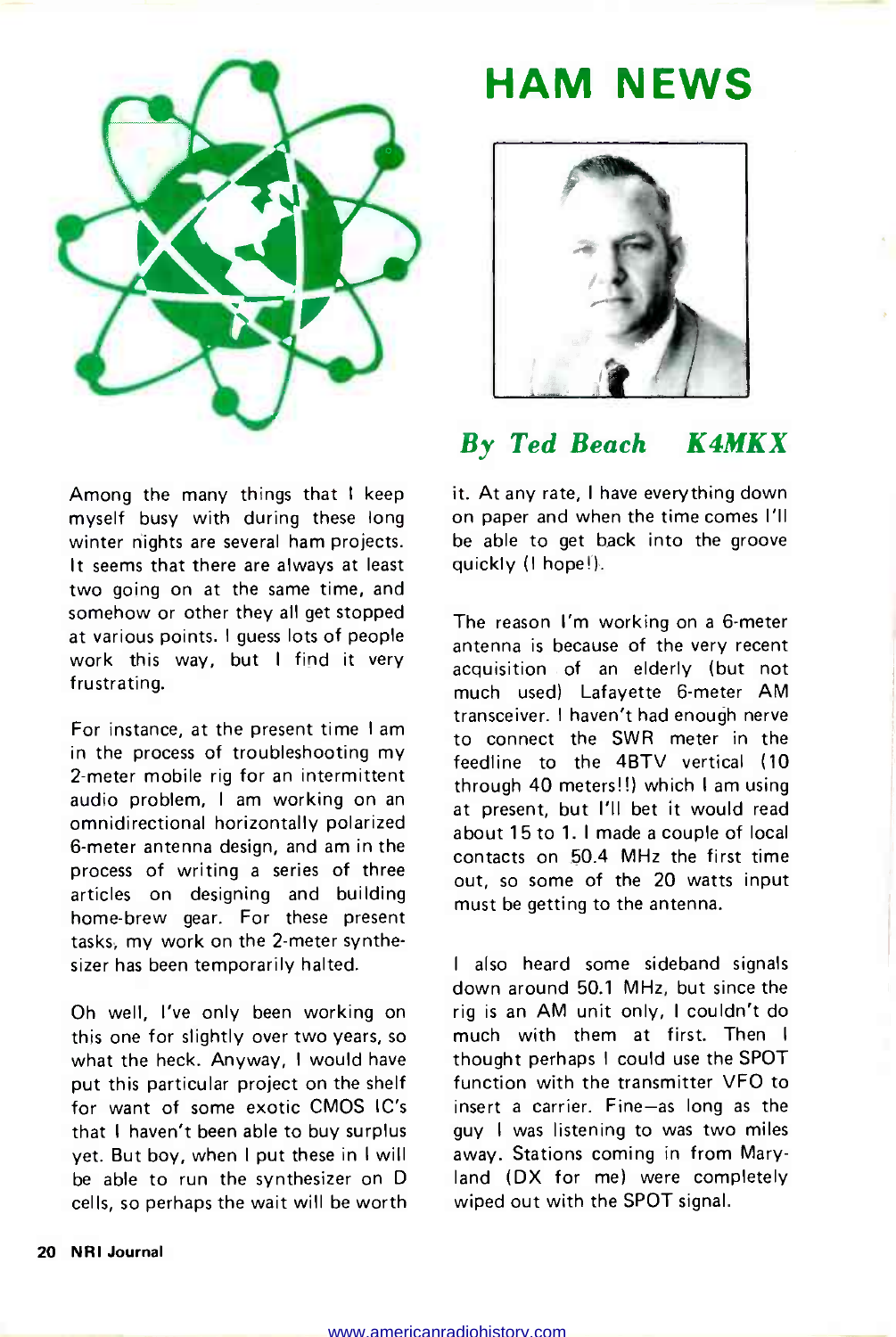# HAM NEWS

*By Ted Beach K4MKX*

Among the many things that I keep myself busy with during these long winter nights are several ham projects. It seems that there are always at least two going on at the same time, and somehow or other they all get stopped at various points. I guess lots of people work this way, but I find it very frustrating.

For instance, at the present time I am in the process of troubleshooting my 2-meter mobile rig for an intermittent audio problem, I am working on an omnidirectional horizontally polarized 6-meter antenna design, and am in the process of writing a series of three articles on designing and building home-brew gear. For these present tasks, my work on the 2-meter synthesizer has been temporarily halted.

Oh well, I've only been working on this one for slightly over two years, so what the heck. Anyway, I would have put this particular project on the shelf for want of some exotic CMOS IC's that I haven't been able to buy surplus yet. But boy, when I put these in I will be able to run the synthesizer on D cells, so perhaps the wait will be worth it. At any rate, I have everything down on paper and when the time comes I'll be able to get back into the groove quickly (I hope!).

The reason I'm working on a 6-meter antenna is because of the very recent acquisition of an elderly (but not much used) Lafayette 6-meter AM transceiver. I haven't had enough nerve to connect the SWR meter in the feedline to the 4BTV vertical (10 through 40 meters!!) which I am using at present, but I'll bet it would read about 15 to 1. I made a couple of local contacts on 50.4 MHz the first time out, so some of the 20 watts input must be getting to the antenna.

I also heard some sideband signals down around 50.1 MHz, but since the rig is an AM unit only, I couldn't do much with them at first. Then I thought perhaps I could use the SPOT function with the transmitter VFO to insert a carrier. Fine—as long as the guy I was listening to was two miles away. Stations coming in from Maryland (DX for me) were completely wiped out with the SPOT signal.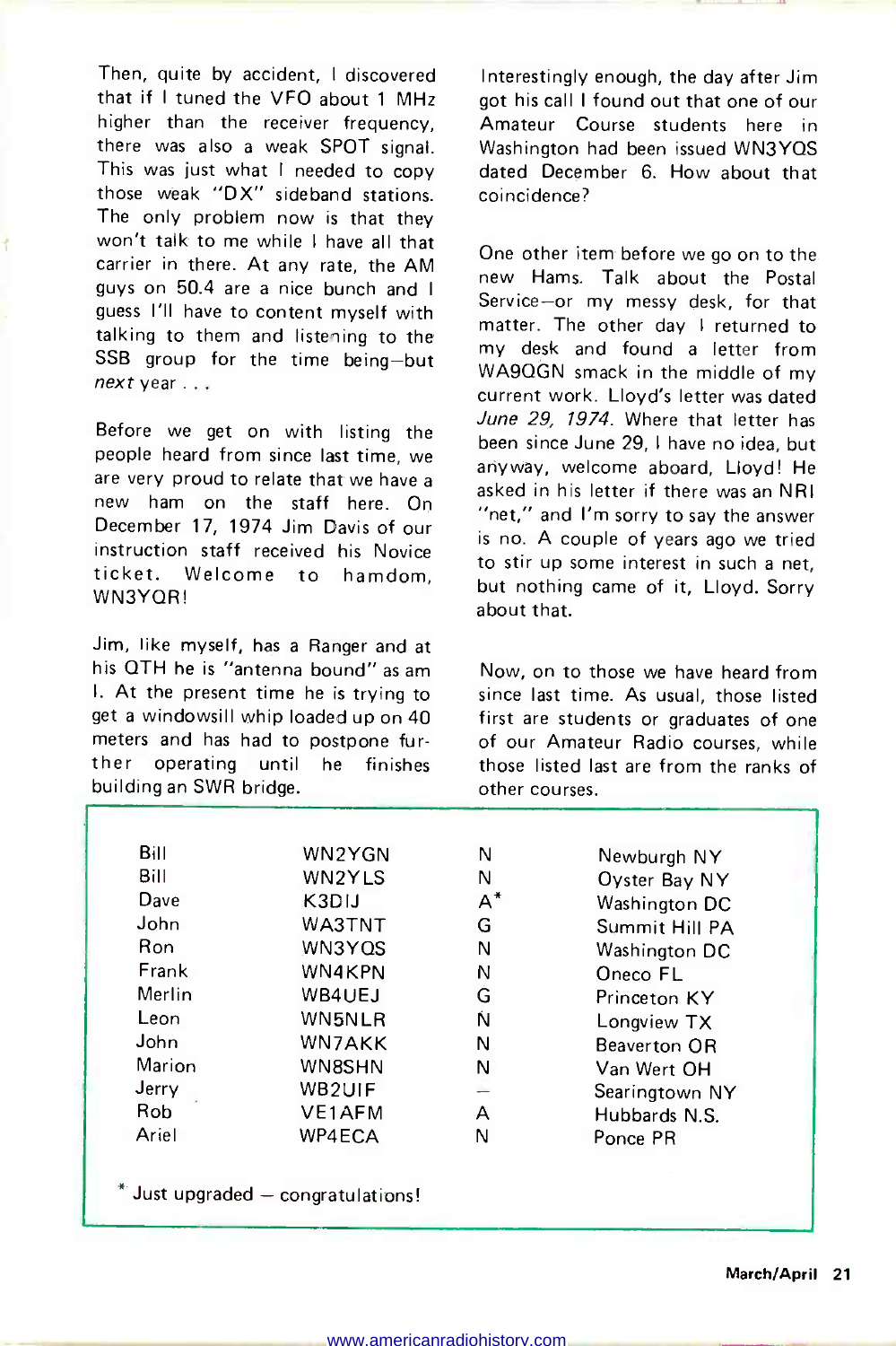Then, quite by accident, I discovered that if I tuned the VFO about 1 MHz higher than the receiver frequency, there was also a weak SPOT signal. This was just what I needed to copy those weak "DX" sideband stations. The only problem now is that they won't talk to me while I have all that carrier in there. At any rate, the AM guys on 50.4 are a nice bunch and I guess I'll have to content myself with talking to them and listening to the SSB group for the time being—but *next* year . . .

Before we get on with listing the people heard from since last time, we are very proud to relate that we have a new ham on the staff here. On December 17, 1974 Jim Davis of our instruction staff received his Novice ticket. Welcome to hamdom, WN3YQR!

Jim, like myself, has a Ranger and at his QTH he is "antenna bound" as am I. At the present time he is trying to get a windowsill whip loaded up on 40 meters and has had to postpone further operating until he finishes building an SWR bridge.

Interestingly enough, the day after Jim got his call I found out that one of our Amateur Course students here in Washington had been issued WN3YQS dated December 6. How about that coincidence?

One other item before we go on to the new Hams. Talk about the Postal Service—or my messy desk, for that matter. The other day I returned to my desk and found a letter from WA9QGN smack in the middle of my current work. Lloyd's letter was dated *June 29, 1974*. Where that letter has been since June 29, I have no idea, but anyway, welcome aboard, Lloyd! He asked in his letter if there was an NRI "net," and I'm sorry to say the answer is no. A couple of years ago we tried to stir up some interest in such a net, but nothing came of it, Lloyd. Sorry about that.

Now, on to those we have heard from since last time. As usual, those listed first are students or graduates of one of our Amateur Radio courses, while those listed last are from the ranks of other courses.

| | | | |
|---|---|---|---|
| Bill | WN2YGN | N | Newburgh NY |
| Bill | WN2YLS | N | Oyster Bay NY |
| Dave | K3DIJ | A* | Washington DC |
| John | WA3TNT | G | Summit Hill PA |
| Ron | WN3YQS | N | Washington DC |
| Frank | WN4KPN | N | Oneco FL |
| Merlin | WB4UEJ | G | Princeton KY |
| Leon | WN5NLR | N | Longview TX |
| John | WN7AKK | N | Beaverton OR |
| Marion | WN8SHN | N | Van Wert OH |
| Jerry | WB2UIF | — | Searingtown NY |
| Rob | VE1AFM | A | Hubbards N.S. |
| Ariel | WP4ECA | N | Ponce PR |

* Just upgraded — congratulations!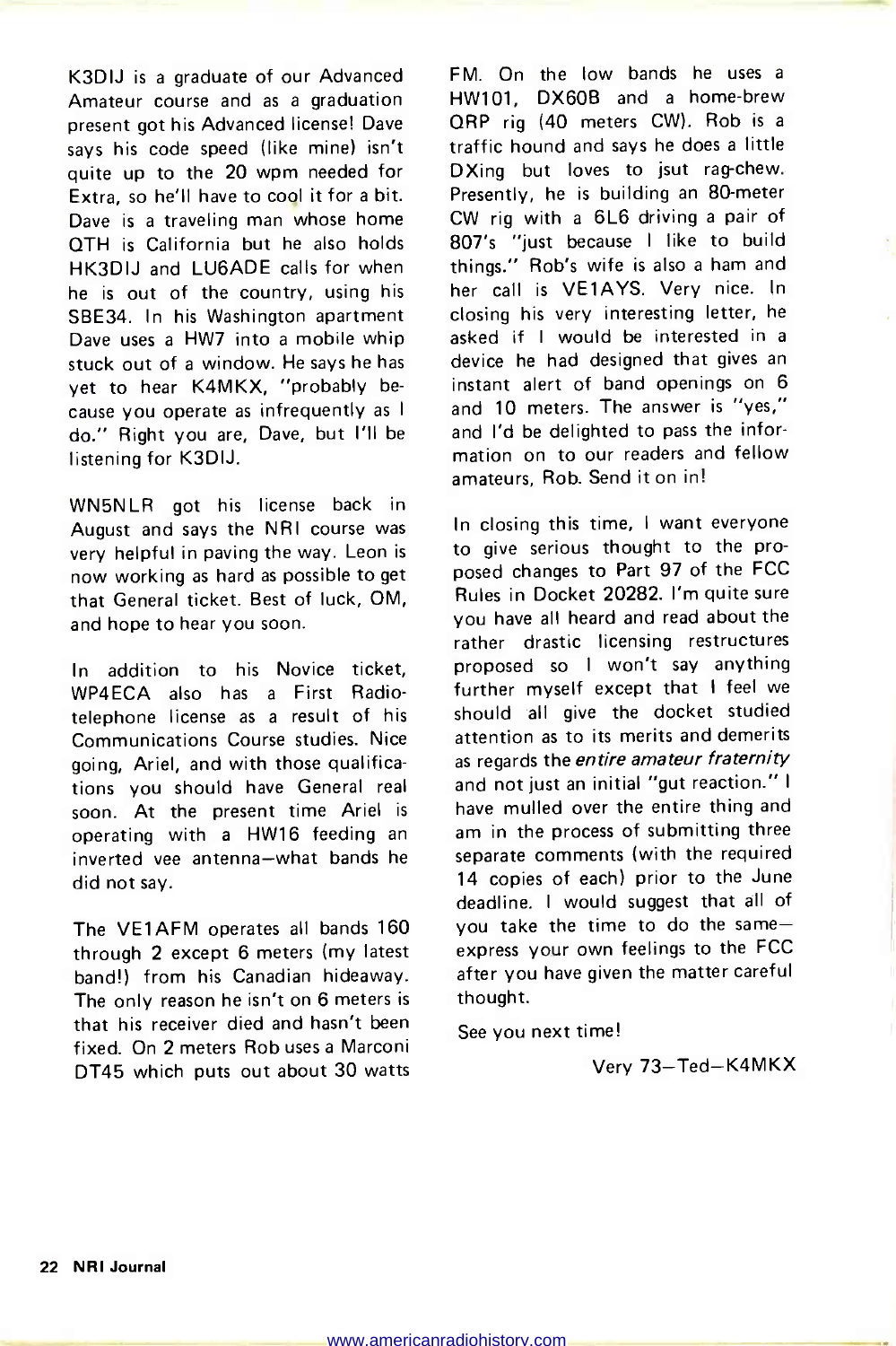K3DIJ is a graduate of our Advanced Amateur course and as a graduation present got his Advanced license! Dave says his code speed (like mine) isn't quite up to the 20 wpm needed for Extra, so he'll have to cool it for a bit. Dave is a traveling man whose home QTH is California but he also holds HK3DIJ and LU6ADE calls for when he is out of the country, using his SBE34. In his Washington apartment Dave uses a HW7 into a mobile whip stuck out of a window. He says he has yet to hear K4MKX, "probably because you operate as infrequently as I do." Right you are, Dave, but I'll be listening for K3DIJ.

WN5NLR got his license back in August and says the NRI course was very helpful in paving the way. Leon is now working as hard as possible to get that General ticket. Best of luck, OM, and hope to hear you soon.

In addition to his Novice ticket, WP4ECA also has a First Radiotelephone license as a result of his Communications Course studies. Nice going, Ariel, and with those qualifications you should have General real soon. At the present time Ariel is operating with a HW16 feeding an inverted vee antenna—what bands he did not say.

The VE1AFM operates all bands 160 through 2 except 6 meters (my latest band!) from his Canadian hideaway. The only reason he isn't on 6 meters is that his receiver died and hasn't been fixed. On 2 meters Rob uses a Marconi DT45 which puts out about 30 watts FM. On the low bands he uses a HW101, DX60B and a home-brew QRP rig (40 meters CW). Rob is a traffic hound and says he does a little DXing but loves to jsut rag-chew. Presently, he is building an 80-meter CW rig with a 6L6 driving a pair of 807's "just because I like to build things." Rob's wife is also a ham and her call is VE1AYS. Very nice. In closing his very interesting letter, he asked if I would be interested in a device he had designed that gives an instant alert of band openings on 6 and 10 meters. The answer is "yes," and I'd be delighted to pass the information on to our readers and fellow amateurs, Rob. Send it on in!

In closing this time, I want everyone to give serious thought to the proposed changes to Part 97 of the FCC Rules in Docket 20282. I'm quite sure you have all heard and read about the rather drastic licensing restructures proposed so I won't say anything further myself except that I feel we should all give the docket studied attention as to its merits and demerits as regards the *entire amateur fraternity* and not just an initial "gut reaction." I have mulled over the entire thing and am in the process of submitting three separate comments (with the required 14 copies of each) prior to the June deadline. I would suggest that all of you take the time to do the same—express your own feelings to the FCC after you have given the matter careful thought.

See you next time!

Very 73—Ted—K4MKX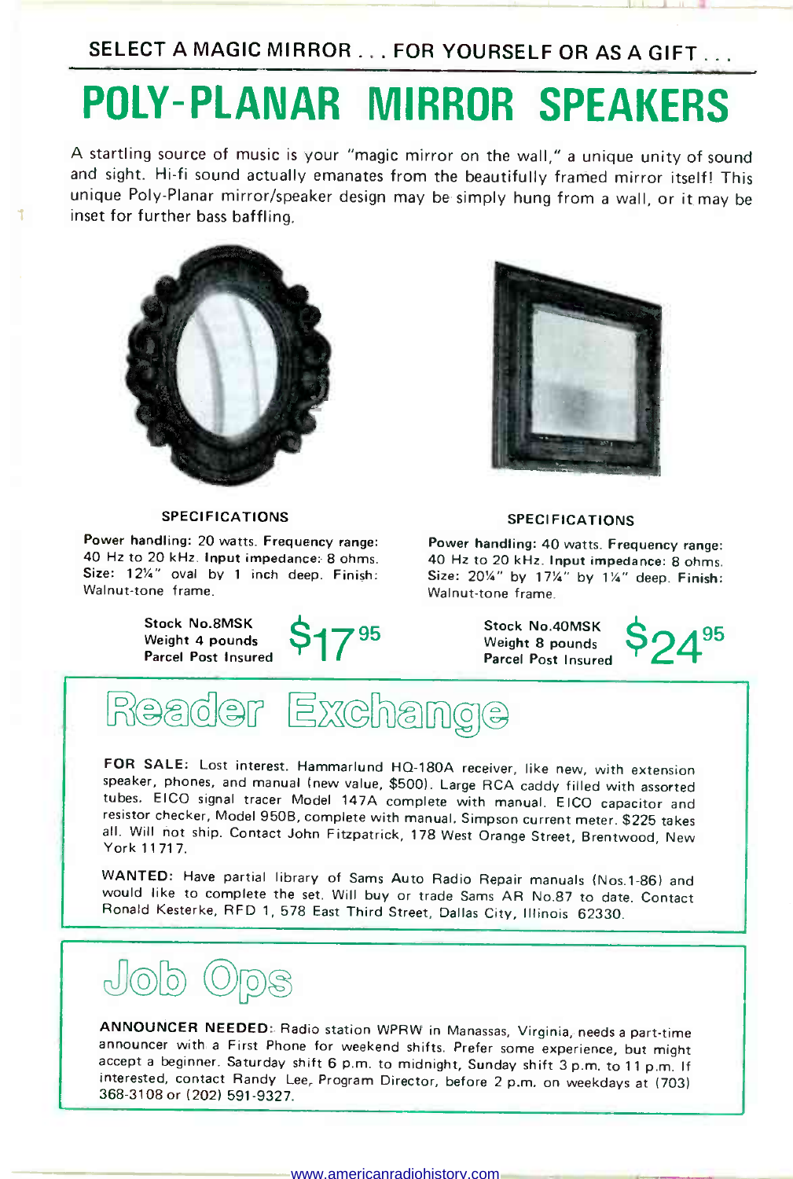SELECT A MAGIC MIRROR . . . FOR YOURSELF OR AS A GIFT . . .

# POLY-PLANAR MIRROR SPEAKERS

A startling source of music is your "magic mirror on the wall," a unique unity of sound and sight. Hi-fi sound actually emanates from the beautifully framed mirror itself! This unique Poly-Planar mirror/speaker design may be simply hung from a wall, or it may be inset for further bass baffling.

### SPECIFICATIONS

**Power handling:** 20 watts. **Frequency range:** 40 Hz to 20 kHz. **Input impedance:** 8 ohms. **Size:** 12¼" oval by 1 inch deep. **Finish:** Walnut-tone frame.

**Stock No.8MSK**
**Weight 4 pounds**
**Parcel Post Insured**

**$17.95**

### SPECIFICATIONS

**Power handling:** 40 watts. **Frequency range:** 40 Hz to 20 kHz. **Input impedance:** 8 ohms. **Size:** 20¼" by 17¼" by 1¼" deep. **Finish:** Walnut-tone frame.

**Stock No.40MSK**
**Weight 8 pounds**
**Parcel Post Insured**

**$24.95**

## Reader Exchange

**FOR SALE:** Lost interest. Hammarlund HQ-180A receiver, like new, with extension speaker, phones, and manual (new value, $500). Large RCA caddy filled with assorted tubes. EICO signal tracer Model 147A complete with manual. EICO capacitor and resistor checker, Model 950B, complete with manual. Simpson current meter. $225 takes all. Will not ship. Contact John Fitzpatrick, 178 West Orange Street, Brentwood, New York 11717.

**WANTED:** Have partial library of Sams Auto Radio Repair manuals (Nos.1-86) and would like to complete the set. Will buy or trade Sams AR No.87 to date. Contact Ronald Kesterke, RFD 1, 578 East Third Street, Dallas City, Illinois 62330.

## Job Ops

**ANNOUNCER NEEDED:** Radio station WPRW in Manassas, Virginia, needs a part-time announcer with a First Phone for weekend shifts. Prefer some experience, but might accept a beginner. Saturday shift 6 p.m. to midnight, Sunday shift 3 p.m. to 11 p.m. If interested, contact Randy Lee, Program Director, before 2 p.m. on weekdays at (703) 368-3108 or (202) 591-9327.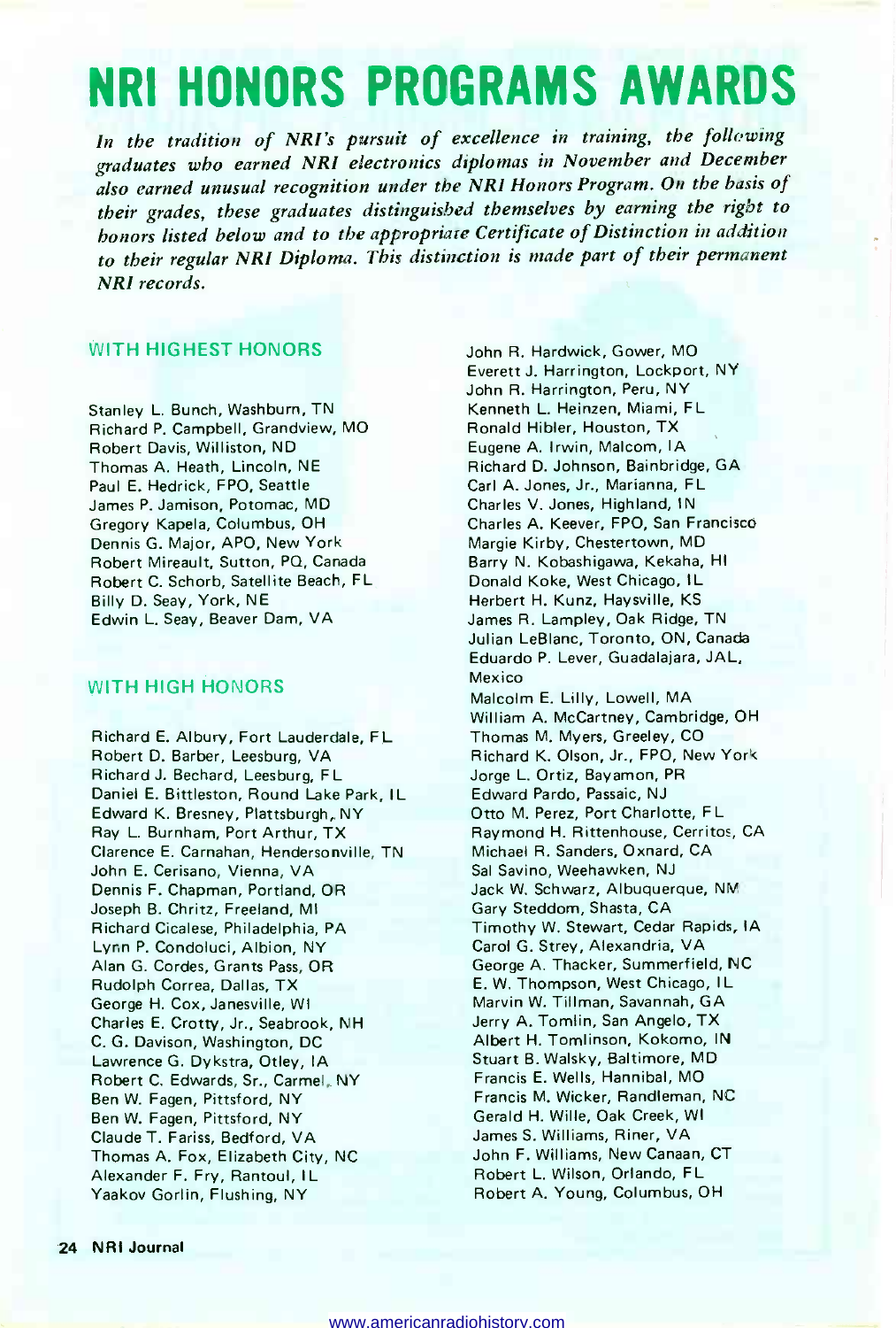# NRI HONORS PROGRAMS AWARDS

*In the tradition of NRI's pursuit of excellence in training, the following graduates who earned NRI electronics diplomas in November and December also earned unusual recognition under the NRI Honors Program. On the basis of their grades, these graduates distinguished themselves by earning the right to honors listed below and to the appropriate Certificate of Distinction in addition to their regular NRI Diploma. This distinction is made part of their permanent NRI records.*

## WITH HIGHEST HONORS

Stanley L. Bunch, Washburn, TN
Richard P. Campbell, Grandview, MO
Robert Davis, Williston, ND
Thomas A. Heath, Lincoln, NE
Paul E. Hedrick, FPO, Seattle
James P. Jamison, Potomac, MD
Gregory Kapela, Columbus, OH
Dennis G. Major, APO, New York
Robert Mireault, Sutton, PQ, Canada
Robert C. Schorb, Satellite Beach, FL
Billy D. Seay, York, NE
Edwin L. Seay, Beaver Dam, VA

## WITH HIGH HONORS

Richard E. Albury, Fort Lauderdale, FL
Robert D. Barber, Leesburg, VA
Richard J. Bechard, Leesburg, FL
Daniel E. Bittleston, Round Lake Park, IL
Edward K. Bresney, Plattsburgh, NY
Ray L. Burnham, Port Arthur, TX
Clarence E. Carnahan, Hendersonville, TN
John E. Cerisano, Vienna, VA
Dennis F. Chapman, Portland, OR
Joseph B. Chritz, Freeland, MI
Richard Cicalese, Philadelphia, PA
Lynn P. Condoluci, Albion, NY
Alan G. Cordes, Grants Pass, OR
Rudolph Correa, Dallas, TX
George H. Cox, Janesville, WI
Charles E. Crotty, Jr., Seabrook, NH
C. G. Davison, Washington, DC
Lawrence G. Dykstra, Otley, IA
Robert C. Edwards, Sr., Carmel, NY
Ben W. Fagen, Pittsford, NY
Ben W. Fagen, Pittsford, NY
Claude T. Fariss, Bedford, VA
Thomas A. Fox, Elizabeth City, NC
Alexander F. Fry, Rantoul, IL
Yaakov Gorlin, Flushing, NY
John R. Hardwick, Gower, MO
Everett J. Harrington, Lockport, NY
John R. Harrington, Peru, NY
Kenneth L. Heinzen, Miami, FL
Ronald Hibler, Houston, TX
Eugene A. Irwin, Malcom, IA
Richard D. Johnson, Bainbridge, GA
Carl A. Jones, Jr., Marianna, FL
Charles V. Jones, Highland, IN
Charles A. Keever, FPO, San Francisco
Margie Kirby, Chestertown, MD
Barry N. Kobashigawa, Kekaha, HI
Donald Koke, West Chicago, IL
Herbert H. Kunz, Haysville, KS
James R. Lampley, Oak Ridge, TN
Julian LeBlanc, Toronto, ON, Canada
Eduardo P. Lever, Guadalajara, JAL, Mexico
Malcolm E. Lilly, Lowell, MA
William A. McCartney, Cambridge, OH
Thomas M. Myers, Greeley, CO
Richard K. Olson, Jr., FPO, New York
Jorge L. Ortiz, Bayamon, PR
Edward Pardo, Passaic, NJ
Otto M. Perez, Port Charlotte, FL
Raymond H. Rittenhouse, Cerritos, CA
Michael R. Sanders, Oxnard, CA
Sal Savino, Weehawken, NJ
Jack W. Schwarz, Albuquerque, NM
Gary Steddom, Shasta, CA
Timothy W. Stewart, Cedar Rapids, IA
Carol G. Strey, Alexandria, VA
George A. Thacker, Summerfield, NC
E. W. Thompson, West Chicago, IL
Marvin W. Tillman, Savannah, GA
Jerry A. Tomlin, San Angelo, TX
Albert H. Tomlinson, Kokomo, IN
Stuart B. Walsky, Baltimore, MD
Francis E. Wells, Hannibal, MO
Francis M. Wicker, Randleman, NC
Gerald H. Wille, Oak Creek, WI
James S. Williams, Riner, VA
John F. Williams, New Canaan, CT
Robert L. Wilson, Orlando, FL
Robert A. Young, Columbus, OH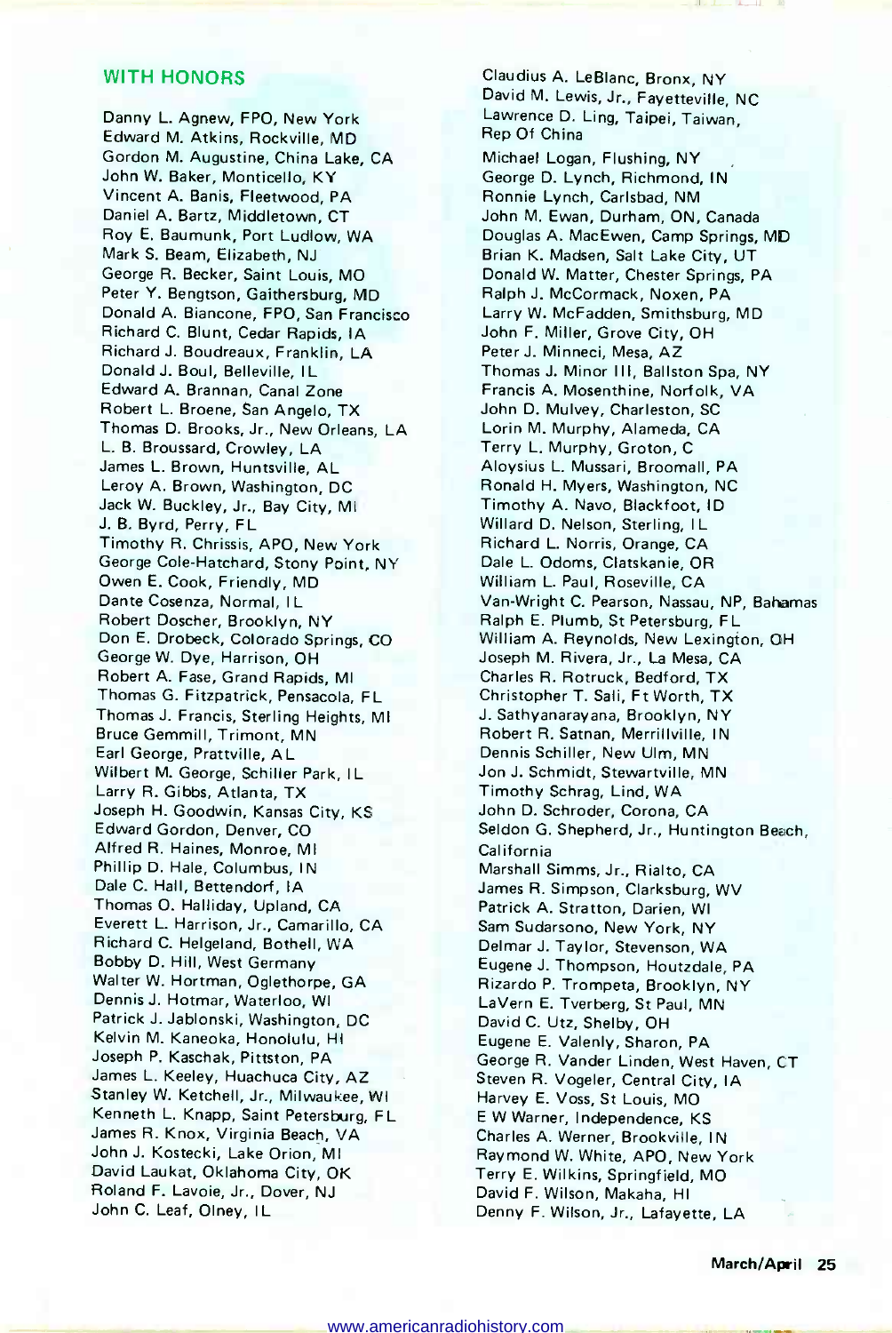## WITH HONORS

Danny L. Agnew, FPO, New York
Edward M. Atkins, Rockville, MD
Gordon M. Augustine, China Lake, CA
John W. Baker, Monticello, KY
Vincent A. Banis, Fleetwood, PA
Daniel A. Bartz, Middletown, CT
Roy E. Baumunk, Port Ludlow, WA
Mark S. Beam, Elizabeth, NJ
George R. Becker, Saint Louis, MO
Peter Y. Bengtson, Gaithersburg, MD
Donald A. Biancone, FPO, San Francisco
Richard C. Blunt, Cedar Rapids, IA
Richard J. Boudreaux, Franklin, LA
Donald J. Boul, Belleville, IL
Edward A. Brannan, Canal Zone
Robert L. Broene, San Angelo, TX
Thomas D. Brooks, Jr., New Orleans, LA
L. B. Broussard, Crowley, LA
James L. Brown, Huntsville, AL
Leroy A. Brown, Washington, DC
Jack W. Buckley, Jr., Bay City, MI
J. B. Byrd, Perry, FL
Timothy R. Chrissis, APO, New York
George Cole-Hatchard, Stony Point, NY
Owen E. Cook, Friendly, MD
Dante Cosenza, Normal, IL
Robert Doscher, Brooklyn, NY
Don E. Drobeck, Colorado Springs, CO
George W. Dye, Harrison, OH
Robert A. Fase, Grand Rapids, MI
Thomas G. Fitzpatrick, Pensacola, FL
Thomas J. Francis, Sterling Heights, MI
Bruce Gemmill, Trimont, MN
Earl George, Prattville, AL
Wilbert M. George, Schiller Park, IL
Larry R. Gibbs, Atlanta, TX
Joseph H. Goodwin, Kansas City, KS
Edward Gordon, Denver, CO
Alfred R. Haines, Monroe, MI
Phillip D. Hale, Columbus, IN
Dale C. Hall, Bettendorf, IA
Thomas O. Halliday, Upland, CA
Everett L. Harrison, Jr., Camarillo, CA
Richard C. Helgeland, Bothell, WA
Bobby D. Hill, West Germany
Walter W. Hortman, Oglethorpe, GA
Dennis J. Hotmar, Waterloo, WI
Patrick J. Jablonski, Washington, DC
Kelvin M. Kaneoka, Honolulu, HI
Joseph P. Kaschak, Pittston, PA
James L. Keeley, Huachuca City, AZ
Stanley W. Ketchell, Jr., Milwaukee, WI
Kenneth L. Knapp, Saint Petersburg, FL
James R. Knox, Virginia Beach, VA
John J. Kostecki, Lake Orion, MI
David Laukat, Oklahoma City, OK
Roland F. Lavoie, Jr., Dover, NJ
John C. Leaf, Olney, IL
Claudius A. LeBlanc, Bronx, NY
David M. Lewis, Jr., Fayetteville, NC
Lawrence D. Ling, Taipei, Taiwan, Rep Of China
Michael Logan, Flushing, NY
George D. Lynch, Richmond, IN
Ronnie Lynch, Carlsbad, NM
John M. Ewan, Durham, ON, Canada
Douglas A. MacEwen, Camp Springs, MD
Brian K. Madsen, Salt Lake City, UT
Donald W. Matter, Chester Springs, PA
Ralph J. McCormack, Noxen, PA
Larry W. McFadden, Smithsburg, MD
John F. Miller, Grove City, OH
Peter J. Minneci, Mesa, AZ
Thomas J. Minor III, Ballston Spa, NY
Francis A. Mosenthine, Norfolk, VA
John D. Mulvey, Charleston, SC
Lorin M. Murphy, Alameda, CA
Terry L. Murphy, Groton, C
Aloysius L. Mussari, Broomall, PA
Ronald H. Myers, Washington, NC
Timothy A. Navo, Blackfoot, ID
Willard D. Nelson, Sterling, IL
Richard L. Norris, Orange, CA
Dale L. Odoms, Clatskanie, OR
William L. Paul, Roseville, CA
Van-Wright C. Pearson, Nassau, NP, Bahamas
Ralph E. Plumb, St Petersburg, FL
William A. Reynolds, New Lexington, OH
Joseph M. Rivera, Jr., La Mesa, CA
Charles R. Rotruck, Bedford, TX
Christopher T. Sali, Ft Worth, TX
J. Sathyanarayana, Brooklyn, NY
Robert R. Satnan, Merrillville, IN
Dennis Schiller, New Ulm, MN
Jon J. Schmidt, Stewartville, MN
Timothy Schrag, Lind, WA
John D. Schroder, Corona, CA
Seldon G. Shepherd, Jr., Huntington Beach, California
Marshall Simms, Jr., Rialto, CA
James R. Simpson, Clarksburg, WV
Patrick A. Stratton, Darien, WI
Sam Sudarsono, New York, NY
Delmar J. Taylor, Stevenson, WA
Eugene J. Thompson, Houtzdale, PA
Rizardo P. Trompeta, Brooklyn, NY
LaVern E. Tverberg, St Paul, MN
David C. Utz, Shelby, OH
Eugene E. Valenly, Sharon, PA
George R. Vander Linden, West Haven, CT
Steven R. Vogeler, Central City, IA
Harvey E. Voss, St Louis, MO
E W Warner, Independence, KS
Charles A. Werner, Brookville, IN
Raymond W. White, APO, New York
Terry E. Wilkins, Springfield, MO
David F. Wilson, Makaha, HI
Denny F. Wilson, Jr., Lafayette, LA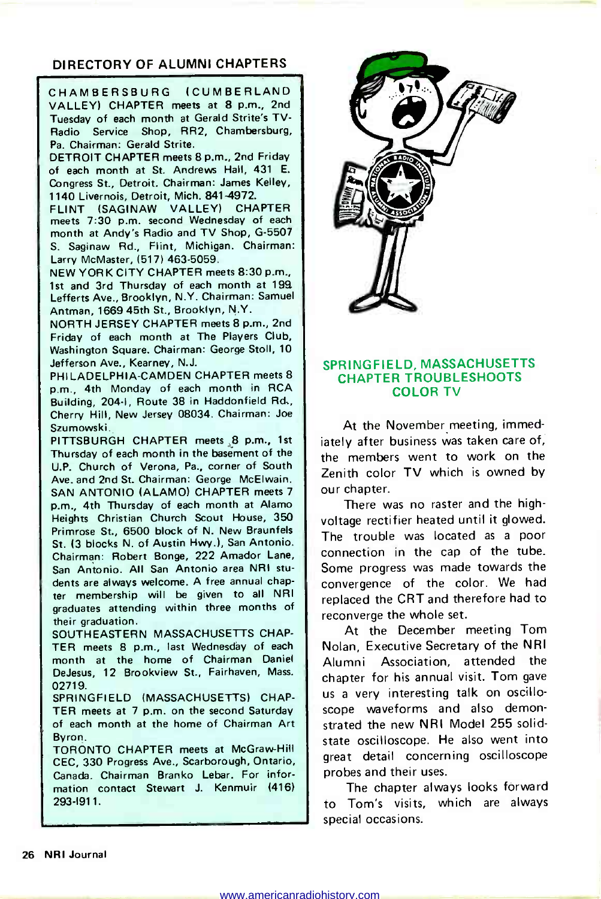## DIRECTORY OF ALUMNI CHAPTERS

**CHAMBERSBURG (CUMBERLAND VALLEY) CHAPTER** meets at 8 p.m., 2nd Tuesday of each month at Gerald Strite's TV-Radio Service Shop, RR2, Chambersburg, Pa. Chairman: Gerald Strite.

**DETROIT CHAPTER** meets 8 p.m., 2nd Friday of each month at St. Andrews Hall, 431 E. Congress St., Detroit. Chairman: James Kelley, 1140 Livernois, Detroit, Mich. 841-4972.

**FLINT (SAGINAW VALLEY) CHAPTER** meets 7:30 p.m. second Wednesday of each month at Andy's Radio and TV Shop, G-5507 S. Saginaw Rd., Flint, Michigan. Chairman: Larry McMaster, (517) 463-5059.

**NEW YORK CITY CHAPTER** meets 8:30 p.m., 1st and 3rd Thursday of each month at 199 Lefferts Ave., Brooklyn, N.Y. Chairman: Samuel Antman, 1669 45th St., Brooklyn, N.Y.

**NORTH JERSEY CHAPTER** meets 8 p.m., 2nd Friday of each month at The Players Club, Washington Square. Chairman: George Stoll, 10 Jefferson Ave., Kearney, N.J.

**PHILADELPHIA-CAMDEN CHAPTER** meets 8 p.m., 4th Monday of each month in RCA Building, 204-I, Route 38 in Haddonfield Rd., Cherry Hill, New Jersey 08034. Chairman: Joe Szumowski.

**PITTSBURGH CHAPTER** meets 8 p.m., 1st Thursday of each month in the basement of the U.P. Church of Verona, Pa., corner of South Ave. and 2nd St. Chairman: George McElwain.

**SAN ANTONIO (ALAMO) CHAPTER** meets 7 p.m., 4th Thursday of each month at Alamo Heights Christian Church Scout House, 350 Primrose St., 6500 block of N. New Braunfels St. (3 blocks N. of Austin Hwy.), San Antonio. Chairman: Robert Bonge, 222 Amador Lane, San Antonio. All San Antonio area NRI students are always welcome. A free annual chapter membership will be given to all NRI graduates attending within three months of their graduation.

**SOUTHEASTERN MASSACHUSETTS CHAPTER** meets 8 p.m., last Wednesday of each month at the home of Chairman Daniel DeJesus, 12 Brookview St., Fairhaven, Mass. 02719.

**SPRINGFIELD (MASSACHUSETTS) CHAPTER** meets at 7 p.m. on the second Saturday of each month at the home of Chairman Art Byron.

**TORONTO CHAPTER** meets at McGraw-Hill CEC, 330 Progress Ave., Scarborough, Ontario, Canada. Chairman Branko Lebar. For information contact Stewart J. Kenmuir (416) 293-1911.

## SPRINGFIELD, MASSACHUSETTS CHAPTER TROUBLESHOOTS COLOR TV

At the November meeting, immediately after business was taken care of, the members went to work on the Zenith color TV which is owned by our chapter.

There was no raster and the high-voltage rectifier heated until it glowed. The trouble was located as a poor connection in the cap of the tube. Some progress was made towards the convergence of the color. We had replaced the CRT and therefore had to reconverge the whole set.

At the December meeting Tom Nolan, Executive Secretary of the NRI Alumni Association, attended the chapter for his annual visit. Tom gave us a very interesting talk on oscilloscope waveforms and also demonstrated the new NRI Model 255 solid-state oscilloscope. He also went into great detail concerning oscilloscope probes and their uses.

The chapter always looks forward to Tom's visits, which are always special occasions.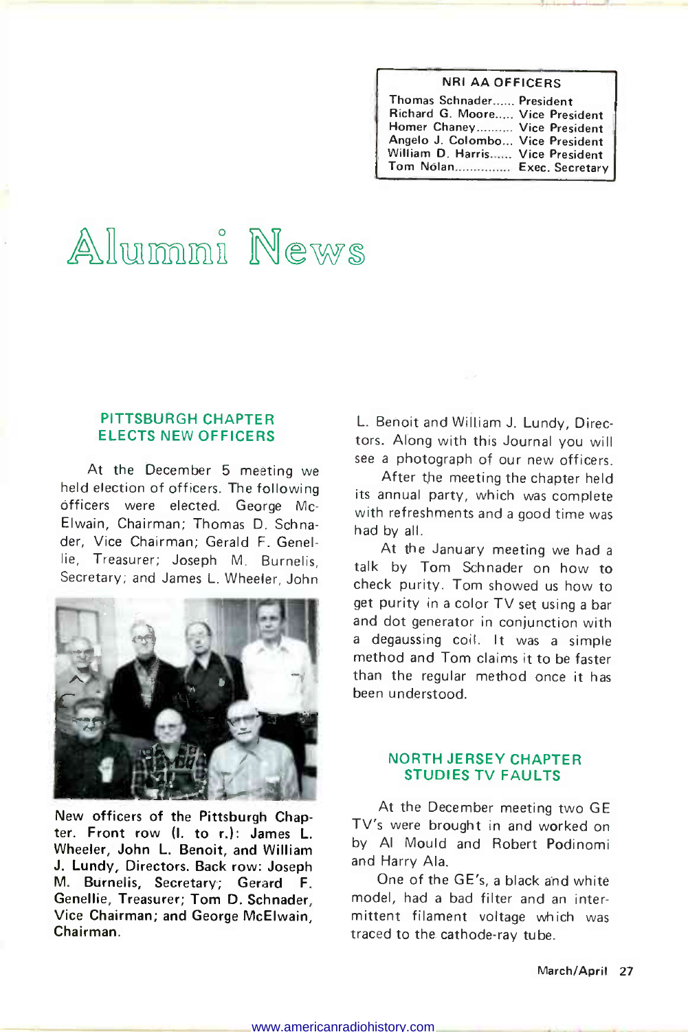| NRI AA OFFICERS | |
|---|---|
| Thomas Schnader...... | President |
| Richard G. Moore..... | Vice President |
| Homer Chaney.......... | Vice President |
| Angelo J. Colombo... | Vice President |
| William D. Harris...... | Vice President |
| Tom Nolan.............. | Exec. Secretary |

# Alumni News

## PITTSBURGH CHAPTER ELECTS NEW OFFICERS

At the December 5 meeting we held election of officers. The following officers were elected. George McElwain, Chairman; Thomas D. Schnader, Vice Chairman; Gerald F. Genellie, Treasurer; Joseph M. Burnelis, Secretary; and James L. Wheeler, John L. Benoit and William J. Lundy, Directors. Along with this Journal you will see a photograph of our new officers.

**New officers of the Pittsburgh Chapter. Front row (l. to r.): James L. Wheeler, John L. Benoit, and William J. Lundy, Directors. Back row: Joseph M. Burnelis, Secretary; Gerard F. Genellie, Treasurer; Tom D. Schnader, Vice Chairman; and George McElwain, Chairman.**

After the meeting the chapter held its annual party, which was complete with refreshments and a good time was had by all.

At the January meeting we had a talk by Tom Schnader on how to check purity. Tom showed us how to get purity in a color TV set using a bar and dot generator in conjunction with a degaussing coil. It was a simple method and Tom claims it to be faster than the regular method once it has been understood.

## NORTH JERSEY CHAPTER STUDIES TV FAULTS

At the December meeting two GE TV's were brought in and worked on by Al Mould and Robert Podinomi and Harry Ala.

One of the GE's, a black and white model, had a bad filter and an intermittent filament voltage which was traced to the cathode-ray tube.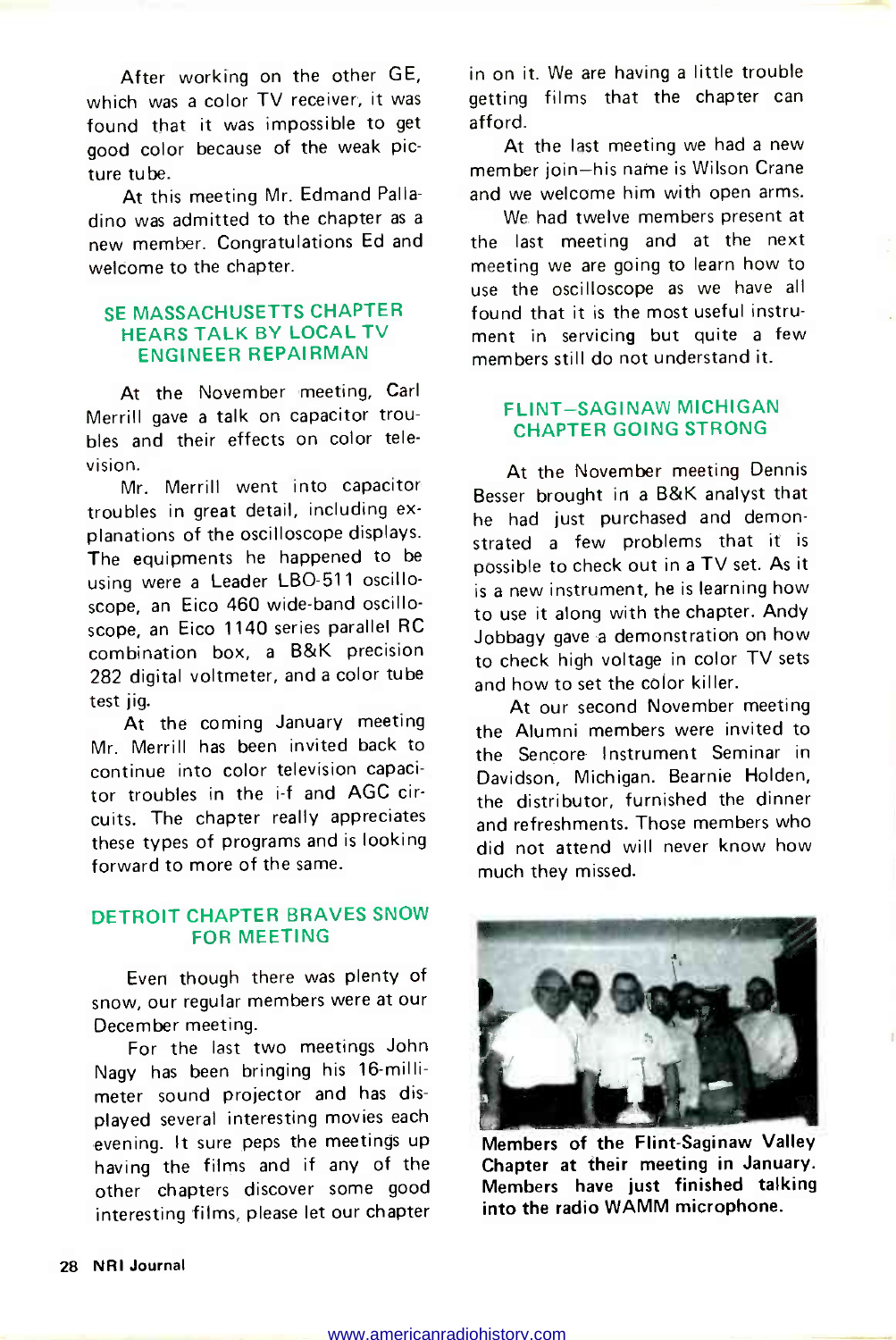After working on the other GE, which was a color TV receiver, it was found that it was impossible to get good color because of the weak picture tube.

At this meeting Mr. Edmand Palladino was admitted to the chapter as a new member. Congratulations Ed and welcome to the chapter.

## SE MASSACHUSETTS CHAPTER HEARS TALK BY LOCAL TV ENGINEER REPAIRMAN

At the November meeting, Carl Merrill gave a talk on capacitor troubles and their effects on color television.

Mr. Merrill went into capacitor troubles in great detail, including explanations of the oscilloscope displays. The equipments he happened to be using were a Leader LBO-511 oscilloscope, an Eico 460 wide-band oscilloscope, an Eico 1140 series parallel RC combination box, a B&K precision 282 digital voltmeter, and a color tube test jig.

At the coming January meeting Mr. Merrill has been invited back to continue into color television capacitor troubles in the i-f and AGC circuits. The chapter really appreciates these types of programs and is looking forward to more of the same.

## DETROIT CHAPTER BRAVES SNOW FOR MEETING

Even though there was plenty of snow, our regular members were at our December meeting.

For the last two meetings John Nagy has been bringing his 16-millimeter sound projector and has displayed several interesting movies each evening. It sure peps the meetings up having the films and if any of the other chapters discover some good interesting films, please let our chapter in on it. We are having a little trouble getting films that the chapter can afford.

At the last meeting we had a new member join—his name is Wilson Crane and we welcome him with open arms.

We had twelve members present at the last meeting and at the next meeting we are going to learn how to use the oscilloscope as we have all found that it is the most useful instrument in servicing but quite a few members still do not understand it.

## FLINT–SAGINAW MICHIGAN CHAPTER GOING STRONG

At the November meeting Dennis Besser brought in a B&K analyst that he had just purchased and demonstrated a few problems that it is possible to check out in a TV set. As it is a new instrument, he is learning how to use it along with the chapter. Andy Jobbagy gave a demonstration on how to check high voltage in color TV sets and how to set the color killer.

At our second November meeting the Alumni members were invited to the Sencore Instrument Seminar in Davidson, Michigan. Bearnie Holden, the distributor, furnished the dinner and refreshments. Those members who did not attend will never know how much they missed.

**Members of the Flint-Saginaw Valley Chapter at their meeting in January. Members have just finished talking into the radio WAMM microphone.**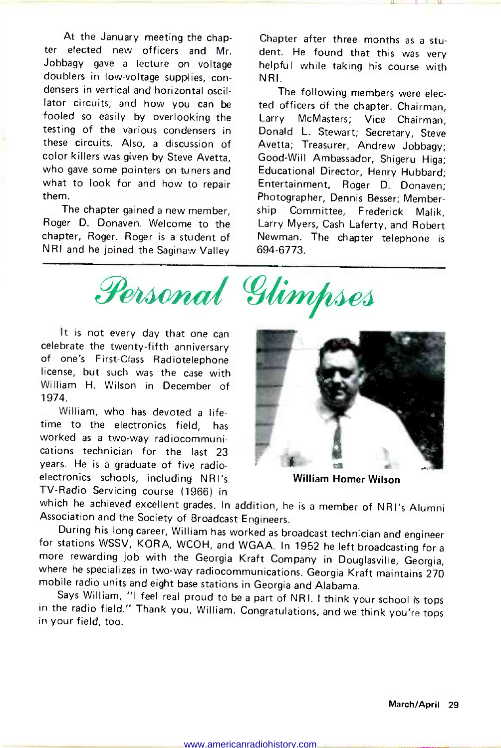At the January meeting the chapter elected new officers and Mr. Jobbagy gave a lecture on voltage doublers in low-voltage supplies, condensers in vertical and horizontal oscillator circuits, and how you can be fooled so easily by overlooking the testing of the various condensers in these circuits. Also, a discussion of color killers was given by Steve Avetta, who gave some pointers on tuners and what to look for and how to repair them.

The chapter gained a new member, Roger D. Donaven. Welcome to the chapter, Roger. Roger is a student of NRI and he joined the Saginaw Valley Chapter after three months as a student. He found that this was very helpful while taking his course with NRI.

The following members were elected officers of the chapter. Chairman, Larry McMasters; Vice Chairman, Donald L. Stewart; Secretary, Steve Avetta; Treasurer, Andrew Jobbagy; Good-Will Ambassador, Shigeru Higa; Educational Director, Henry Hubbard; Entertainment, Roger D. Donaven; Photographer, Dennis Besser; Membership Committee, Frederick Malik, Larry Myers, Cash Laferty, and Robert Newman. The chapter telephone is 694-6773.

# *Personal Glimpses*

It is not every day that one can celebrate the twenty-fifth anniversary of one's First-Class Radiotelephone license, but such was the case with William H. Wilson in December of 1974.

William, who has devoted a lifetime to the electronics field, has worked as a two-way radiocommunications technician for the last 23 years. He is a graduate of five radio-electronics schools, including NRI's TV-Radio Servicing course (1966) in which he achieved excellent grades. In addition, he is a member of NRI's Alumni Association and the Society of Broadcast Engineers.

**William Homer Wilson**

During his long career, William has worked as broadcast technician and engineer for stations WSSV, KORA, WCOH, and WGAA. In 1952 he left broadcasting for a more rewarding job with the Georgia Kraft Company in Douglasville, Georgia, where he specializes in two-way radiocommunications. Georgia Kraft maintains 270 mobile radio units and eight base stations in Georgia and Alabama.

Says William, "I feel real proud to be a part of NRI. I think your school is tops in the radio field." Thank you, William. Congratulations, and we think you're tops in your field, too.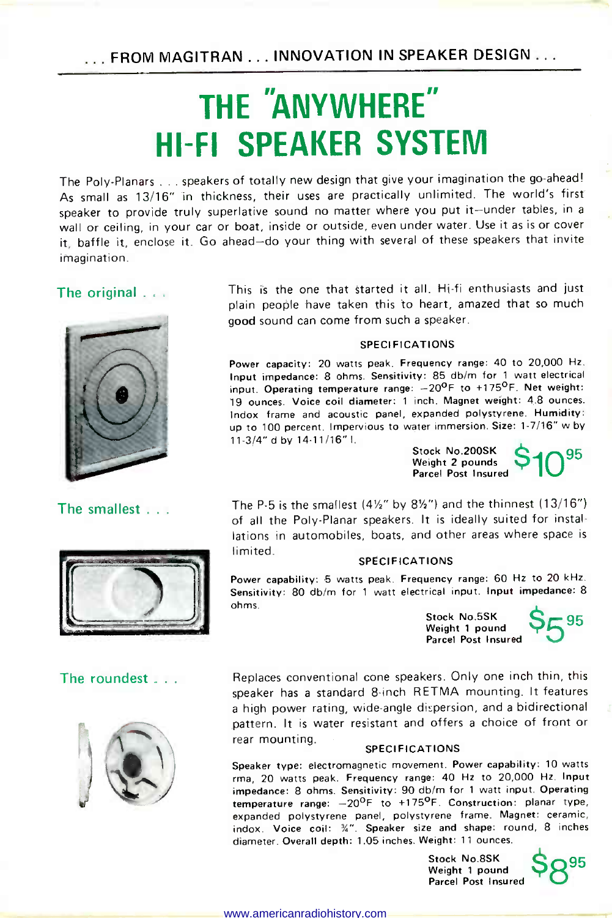... FROM MAGITRAN ... INNOVATION IN SPEAKER DESIGN ...

# THE "ANYWHERE" HI-FI SPEAKER SYSTEM

The Poly-Planars ... speakers of totally new design that give your imagination the go-ahead! As small as 13/16" in thickness, their uses are practically unlimited. The world's first speaker to provide truly superlative sound no matter where you put it—under tables, in a wall or ceiling, in your car or boat, inside or outside, even under water. Use it as is or cover it, baffle it, enclose it. Go ahead—do your thing with several of these speakers that invite imagination.

## The original ...

This is the one that started it all. Hi-fi enthusiasts and just plain people have taken this to heart, amazed that so much good sound can come from such a speaker.

### SPECIFICATIONS

**Power capacity:** 20 watts peak. **Frequency range:** 40 to 20,000 Hz. **Input impedance:** 8 ohms. **Sensitivity:** 85 db/m for 1 watt electrical input. **Operating temperature range:** −20°F to +175°F. **Net weight:** 19 ounces. **Voice coil diameter:** 1 inch. **Magnet weight:** 4.8 ounces. Indox frame and acoustic panel, expanded polystyrene. **Humidity:** up to 100 percent. Impervious to water immersion. **Size:** 1-7/16" w by 11-3/4" d by 14-11/16" l.

**Stock No.200SK**
**Weight 2 pounds**
**Parcel Post Insured**

**$10.95**

## The smallest ...

The P-5 is the smallest (4½" by 8½") and the thinnest (13/16") of all the Poly-Planar speakers. It is ideally suited for installations in automobiles, boats, and other areas where space is limited.

### SPECIFICATIONS

**Power capability:** 5 watts peak. **Frequency range:** 60 Hz to 20 kHz. **Sensitivity:** 80 db/m for 1 watt electrical input. **Input impedance:** 8 ohms.

**Stock No.5SK**
**Weight 1 pound**
**Parcel Post Insured**

**$5.95**

## The roundest ...

Replaces conventional cone speakers. Only one inch thin, this speaker has a standard 8-inch RETMA mounting. It features a high power rating, wide-angle dispersion, and a bidirectional pattern. It is water resistant and offers a choice of front or rear mounting.

### SPECIFICATIONS

**Speaker type:** electromagnetic movement. **Power capability:** 10 watts rma, 20 watts peak. **Frequency range:** 40 Hz to 20,000 Hz. **Input impedance:** 8 ohms. **Sensitivity:** 90 db/m for 1 watt input. **Operating temperature range:** −20°F to +175°F. **Construction:** planar type, expanded polystyrene panel, polystyrene frame. **Magnet:** ceramic, indox. **Voice coil:** ¾". **Speaker size and shape:** round, 8 inches diameter. **Overall depth:** 1.05 inches. **Weight:** 11 ounces.

**Stock No.8SK**
**Weight 1 pound**
**Parcel Post Insured**

**$8.95**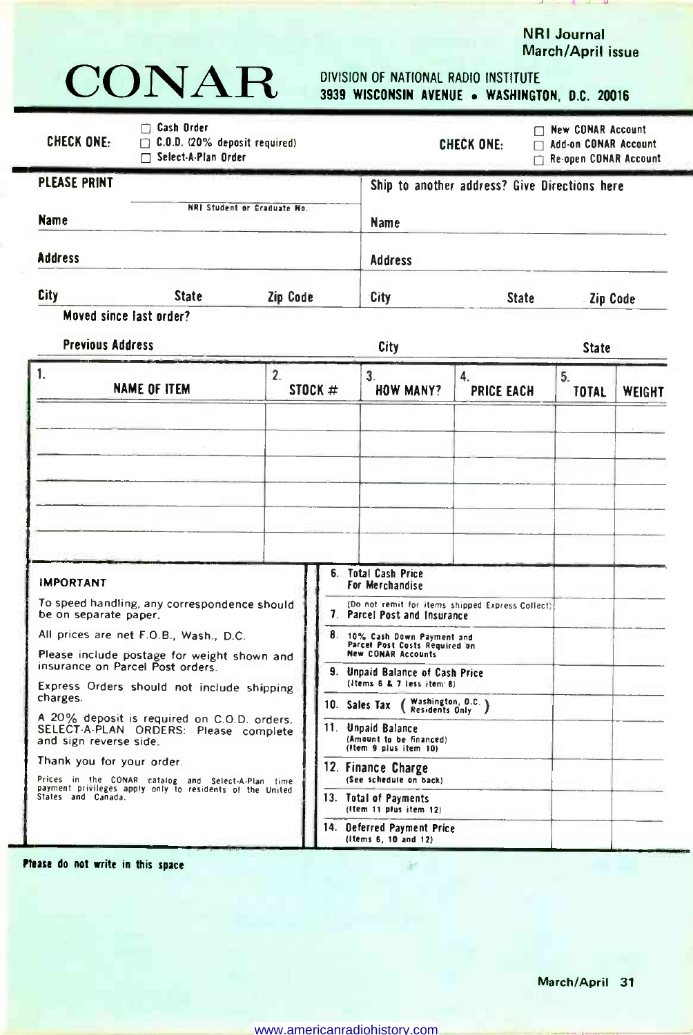NRI Journal
March/April issue

# CONAR

DIVISION OF NATIONAL RADIO INSTITUTE
3939 WISCONSIN AVENUE • WASHINGTON, D.C. 20016

**CHECK ONE:**
- ☐ Cash Order
- ☐ C.O.D. (20% deposit required)
- ☐ Select-A-Plan Order

**CHECK ONE:**
- ☐ New CONAR Account
- ☐ Add-on CONAR Account
- ☐ Re-open CONAR Account

| PLEASE PRINT | | | Ship to another address? Give Directions here | | |
|---|---|---|---|---|---|
| | NRI Student or Graduate No. | | | | |
| Name | | | Name | | |
| Address | | | Address | | |
| City | State | Zip Code | City | State | Zip Code |

Moved since last order?

| Previous Address | City | State |
|---|---|---|
| | | |

| 1. NAME OF ITEM | 2. STOCK # | 3. HOW MANY? | 4. PRICE EACH | 5. TOTAL | WEIGHT |
|---|---|---|---|---|---|
| | | | | | |
| | | | | | |
| | | | | | |
| | | | | | |
| | | | | | |
| | | | | | |

**IMPORTANT**

To speed handling, any correspondence should be on separate paper.

All prices are net F.O.B., Wash., D.C.

Please include postage for weight shown and insurance on Parcel Post orders.

Express Orders should not include shipping charges.

A 20% deposit is required on C.O.D. orders. SELECT-A-PLAN ORDERS: Please complete and sign reverse side.

Thank you for your order.

Prices in the CONAR catalog and Select-A-Plan time payment privileges apply only to residents of the United States and Canada.

| | | |
|---|---|---|
| 6. Total Cash Price For Merchandise | | |
| 7. Parcel Post and Insurance (Do not remit for items shipped Express Collect) | | |
| 8. 10% Cash Down Payment and Parcel Post Costs Required on New CONAR Accounts | | |
| 9. Unpaid Balance of Cash Price (Items 6 & 7 less item 8) | | |
| 10. Sales Tax (Washington, D.C. Residents Only) | | |
| 11. Unpaid Balance (Amount to be financed) (Item 9 plus item 10) | | |
| 12. Finance Charge (See schedule on back) | | |
| 13. Total of Payments (Item 11 plus item 12) | | |
| 14. Deferred Payment Price (Items 6, 10 and 12) | | |

**Please do not write in this space**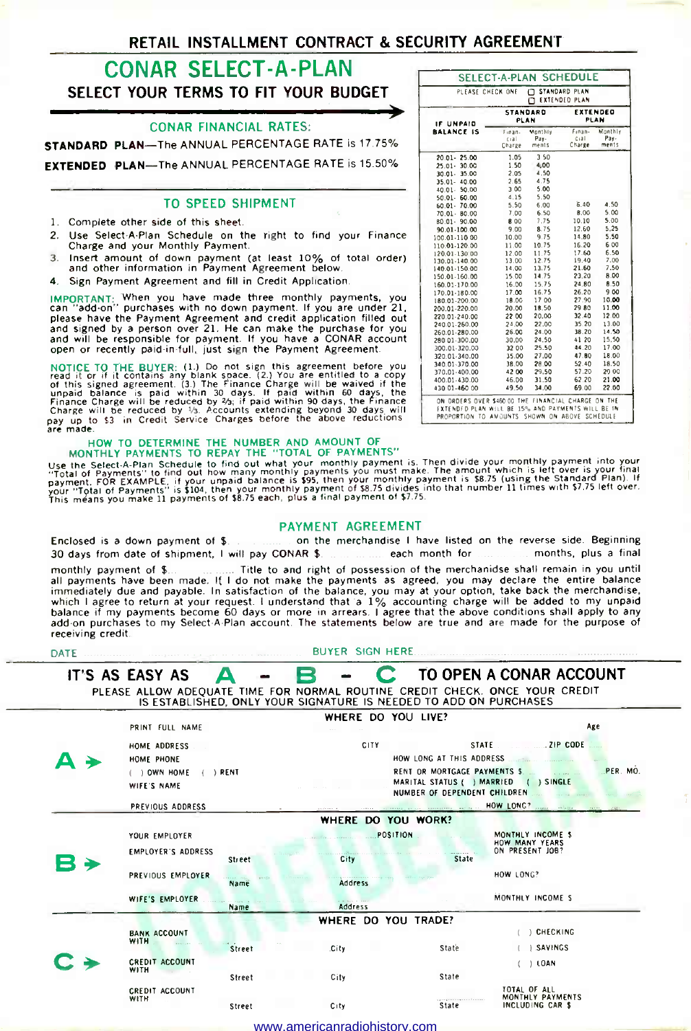# RETAIL INSTALLMENT CONTRACT & SECURITY AGREEMENT

## CONAR SELECT-A-PLAN

### SELECT YOUR TERMS TO FIT YOUR BUDGET

**CONAR FINANCIAL RATES:**

**STANDARD PLAN**—The ANNUAL PERCENTAGE RATE is 17.75%

**EXTENDED PLAN**—The ANNUAL PERCENTAGE RATE is 15.50%

### TO SPEED SHIPMENT

1. Complete other side of this sheet.
2. Use Select-A-Plan Schedule on the right to find your Finance Charge and your Monthly Payment.
3. Insert amount of down payment (at least 10% of total order) and other information in Payment Agreement below.
4. Sign Payment Agreement and fill in Credit Application.

IMPORTANT: When you have made three monthly payments, you can "add-on" purchases with no down payment. If you are under 21, please have the Payment Agreement and credit application filled out and signed by a person over 21. He can make the purchase for you and will be responsible for payment. If you have a CONAR account open or recently paid-in-full, just sign the Payment Agreement.

NOTICE TO THE BUYER: (1.) Do not sign this agreement before you read it or if it contains any blank space. (2.) You are entitled to a copy of this signed agreement. (3.) The Finance Charge will be waived if the unpaid balance is paid within 30 days. If paid within 60 days, the Finance Charge will be reduced by ⅔; if paid within 90 days, the Finance Charge will be reduced by ⅓. Accounts extending beyond 30 days will pay up to $3 in Credit Service Charges before the above reductions are made.

### SELECT-A-PLAN SCHEDULE

PLEASE CHECK ONE ☐ STANDARD PLAN ☐ EXTENDED PLAN

| IF UNPAID BALANCE IS | STANDARD PLAN | | EXTENDED PLAN | |
|---|---|---|---|---|
| | Finan-cial Charge | Monthly Pay-ments | Finan-cial Charge | Monthly Pay-ments |
| 20.01- 25.00 | 1.05 | 3.50 | | |
| 25.01- 30.00 | 1.50 | 4.00 | | |
| 30.01- 35.00 | 2.05 | 4.50 | | |
| 35.01- 40.00 | 2.65 | 4.75 | | |
| 40.01- 50.00 | 3.00 | 5.00 | | |
| 50.01- 60.00 | 4.15 | 5.50 | | |
| 60.01- 70.00 | 5.50 | 6.00 | 6.40 | 4.50 |
| 70.01- 80.00 | 7.00 | 6.50 | 8.00 | 5.00 |
| 80.01- 90.00 | 8.00 | 7.75 | 10.10 | 5.00 |
| 90.01-100.00 | 9.00 | 8.75 | 12.60 | 5.25 |
| 100.01-110.00 | 10.00 | 9.75 | 14.80 | 5.50 |
| 110.01-120.00 | 11.00 | 10.75 | 16.20 | 6.00 |
| 120.01-130.00 | 12.00 | 11.75 | 17.60 | 6.50 |
| 130.01-140.00 | 13.00 | 12.75 | 19.40 | 7.00 |
| 140.01-150.00 | 14.00 | 13.75 | 21.60 | 7.50 |
| 150.01-160.00 | 15.00 | 14.75 | 23.20 | 8.00 |
| 160.01-170.00 | 16.00 | 15.75 | 24.80 | 8.50 |
| 170.01-180.00 | 17.00 | 16.75 | 26.20 | 9.00 |
| 180.01-200.00 | 18.00 | 17.00 | 27.90 | 10.00 |
| 200.01-220.00 | 20.00 | 18.50 | 29.80 | 11.00 |
| 220.01-240.00 | 22.00 | 20.00 | 32.40 | 12.00 |
| 240.01-260.00 | 24.00 | 22.00 | 35.20 | 13.00 |
| 260.01-280.00 | 26.00 | 24.00 | 38.20 | 14.50 |
| 280.01-300.00 | 30.00 | 24.50 | 41.20 | 15.50 |
| 300.01-320.00 | 32.00 | 25.50 | 44.20 | 17.00 |
| 320.01-340.00 | 35.00 | 27.00 | 47.80 | 18.00 |
| 340.01-370.00 | 38.00 | 28.00 | 52.40 | 18.50 |
| 370.01-400.00 | 42.00 | 29.50 | 57.20 | 20.00 |
| 400.01-430.00 | 46.00 | 31.50 | 62.20 | 21.00 |
| 430.01-460.00 | 49.50 | 34.00 | 69.00 | 22.00 |

ON ORDERS OVER $460.00 THE FINANCIAL CHARGE ON THE EXTENDED PLAN WILL BE 15% AND PAYMENTS WILL BE IN PROPORTION TO AMOUNTS SHOWN ON ABOVE SCHEDULE

### HOW TO DETERMINE THE NUMBER AND AMOUNT OF MONTHLY PAYMENTS TO REPAY THE "TOTAL OF PAYMENTS"

Use the Select-A-Plan Schedule to find out what your monthly payment is. Then divide your monthly payment into your "Total of Payments" to find out how many monthly payments you must make. The amount which is left over is your final payment. FOR EXAMPLE, if your unpaid balance is $95, then your monthly payment is $8.75 (using the Standard Plan). If your "Total of Payments" is $104, then your monthly payment of $8.75 divides into that number 11 times with $7.75 left over. This means you make 11 payments of $8.75 each, plus a final payment of $7.75.

### PAYMENT AGREEMENT

Enclosed is a down payment of $.......... on the merchandise I have listed on the reverse side. Beginning 30 days from date of shipment, I will pay CONAR $.......... each month for .......... months, plus a final monthly payment of $.......... Title to and right of possession of the merchandise shall remain in you until all payments have been made. If I do not make the payments as agreed, you may declare the entire balance immediately due and payable. In satisfaction of the balance, you may at your option, take back the merchandise, which I agree to return at your request. I understand that a 1% accounting charge will be added to my unpaid balance if my payments become 60 days or more in arrears. I agree that the above conditions shall apply to any add-on purchases to my Select-A-Plan account. The statements below are true and are made for the purpose of receiving credit.

DATE .......... BUYER SIGN HERE ..........

## IT'S AS EASY AS A - B - C TO OPEN A CONAR ACCOUNT

PLEASE ALLOW ADEQUATE TIME FOR NORMAL ROUTINE CREDIT CHECK. ONCE YOUR CREDIT IS ESTABLISHED, ONLY YOUR SIGNATURE IS NEEDED TO ADD ON PURCHASES

### A → WHERE DO YOU LIVE?

PRINT FULL NAME .......... Age ..........

HOME ADDRESS .......... CITY .......... STATE .......... ZIP CODE ..........

HOME PHONE .......... HOW LONG AT THIS ADDRESS ..........

( ) OWN HOME ( ) RENT — RENT OR MORTGAGE PAYMENTS $ .......... PER MO.

WIFE'S NAME .......... MARITAL STATUS ( ) MARRIED ( ) SINGLE

NUMBER OF DEPENDENT CHILDREN ..........

PREVIOUS ADDRESS .......... HOW LONG? ..........

### B → WHERE DO YOU WORK?

YOUR EMPLOYER .......... POSITION .......... MONTHLY INCOME $ ..........

EMPLOYER'S ADDRESS .......... Street .......... City .......... State — HOW MANY YEARS ON PRESENT JOB? ..........

PREVIOUS EMPLOYER .......... Name .......... Address — HOW LONG? ..........

WIFE'S EMPLOYER .......... Name .......... Address — MONTHLY INCOME $ ..........

### C → WHERE DO YOU TRADE?

BANK ACCOUNT WITH .......... Street .......... City .......... State — ( ) CHECKING ( ) SAVINGS ( ) LOAN

CREDIT ACCOUNT WITH .......... Street .......... City .......... State

CREDIT ACCOUNT WITH .......... Street .......... City .......... State — TOTAL OF ALL MONTHLY PAYMENTS INCLUDING CAR $ ..........

CONFIDENTIAL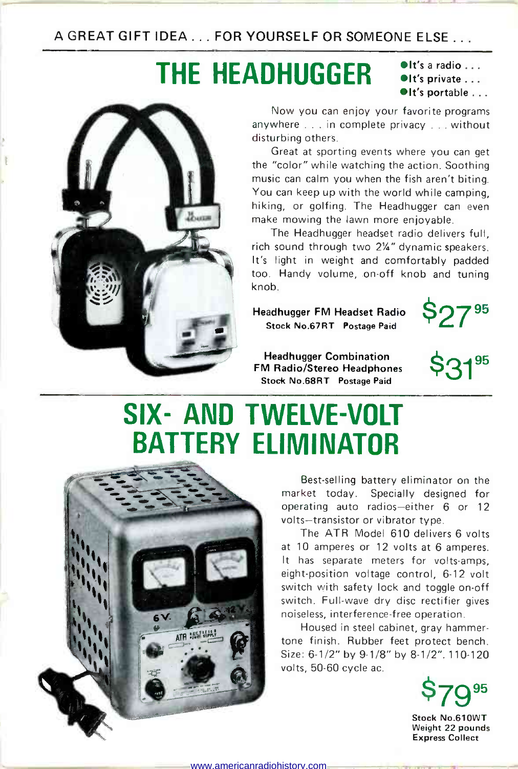A GREAT GIFT IDEA . . . FOR YOURSELF OR SOMEONE ELSE . . .

# THE HEADHUGGER

- It's a radio . . .
- It's private . . .
- It's portable . . .

Now you can enjoy your favorite programs anywhere . . . in complete privacy . . . without disturbing others.

Great at sporting events where you can get the "color" while watching the action. Soothing music can calm you when the fish aren't biting. You can keep up with the world while camping, hiking, or golfing. The Headhugger can even make mowing the lawn more enjoyable.

The Headhugger headset radio delivers full, rich sound through two 2¼" dynamic speakers. It's light in weight and comfortably padded too. Handy volume, on-off knob and tuning knob.

**Headhugger FM Headset Radio**
**Stock No.67RT Postage Paid**

**$27.95**

**Headhugger Combination FM Radio/Stereo Headphones**
**Stock No.68RT Postage Paid**

**$31.95**

# SIX- AND TWELVE-VOLT BATTERY ELIMINATOR

Best-selling battery eliminator on the market today. Specially designed for operating auto radios—either 6 or 12 volts—transistor or vibrator type.

The ATR Model 610 delivers 6 volts at 10 amperes or 12 volts at 6 amperes. It has separate meters for volts-amps, eight-position voltage control, 6-12 volt switch with safety lock and toggle on-off switch. Full-wave dry disc rectifier gives noiseless, interference-free operation.

Housed in steel cabinet, gray hammertone finish. Rubber feet protect bench. Size: 6-1/2" by 9-1/8" by 8-1/2". 110-120 volts, 50-60 cycle ac.

**$79.95**

**Stock No.610WT**
**Weight 22 pounds**
**Express Collect**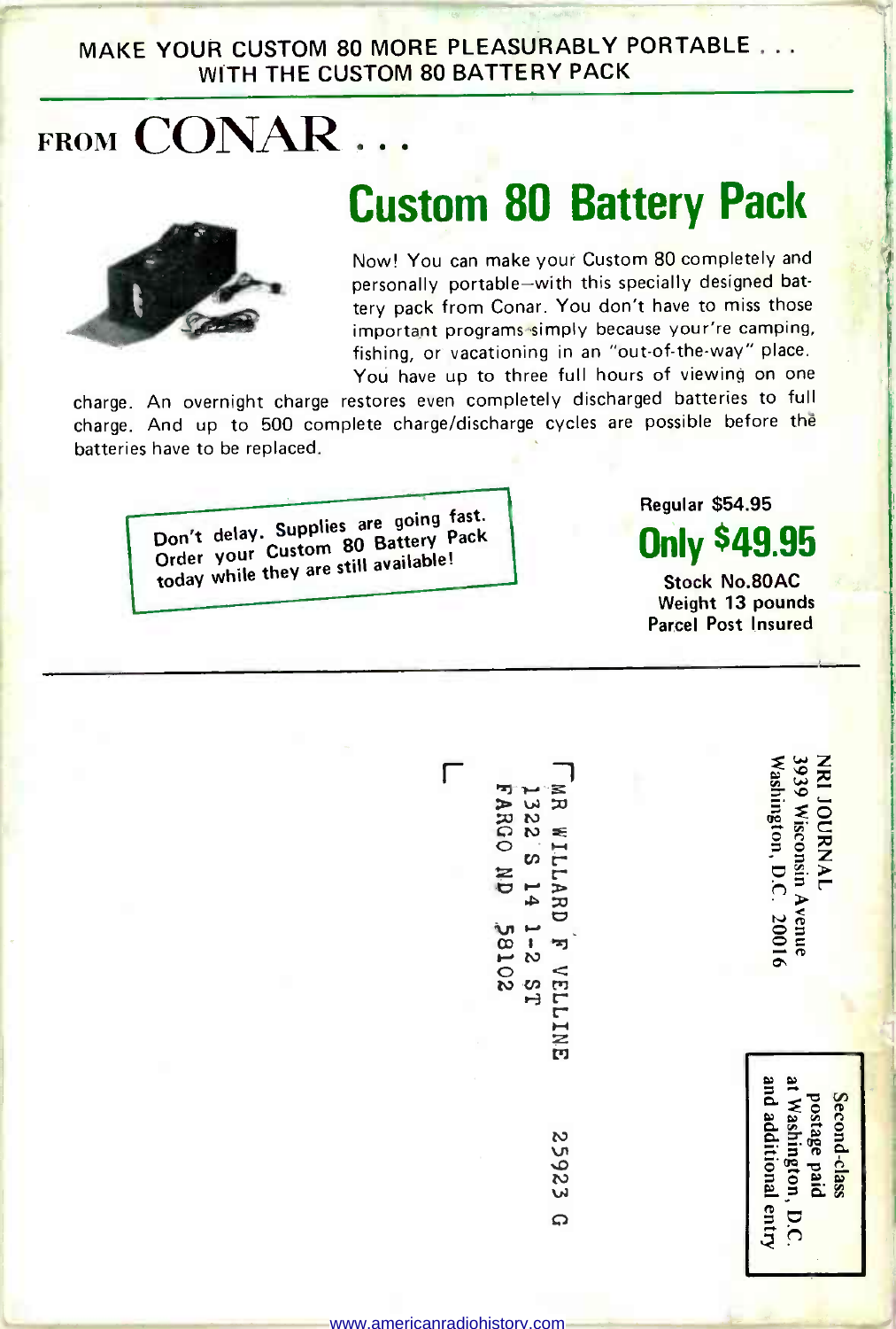MAKE YOUR CUSTOM 80 MORE PLEASURABLY PORTABLE . . .
WITH THE CUSTOM 80 BATTERY PACK

# FROM CONAR . . .

## Custom 80 Battery Pack

Now! You can make your Custom 80 completely and personally portable—with this specially designed battery pack from Conar. You don't have to miss those important programs simply because you're camping, fishing, or vacationing in an "out-of-the-way" place. You have up to three full hours of viewing on one charge. An overnight charge restores even completely discharged batteries to full charge. And up to 500 complete charge/discharge cycles are possible before the batteries have to be replaced.

Don't delay. Supplies are going fast. Order your Custom 80 Battery Pack today while they are still available!

Regular $54.95

**Only $49.95**

Stock No.80AC
Weight 13 pounds
Parcel Post Insured

NRI JOURNAL
3939 Wisconsin Avenue
Washington, D.C. 20016

Second-class
postage paid
at Washington, D.C.
and additional entry

MR WILLARD F VELLINE 25923 G
1322 S 14 1-2 ST
FARGO ND 58102